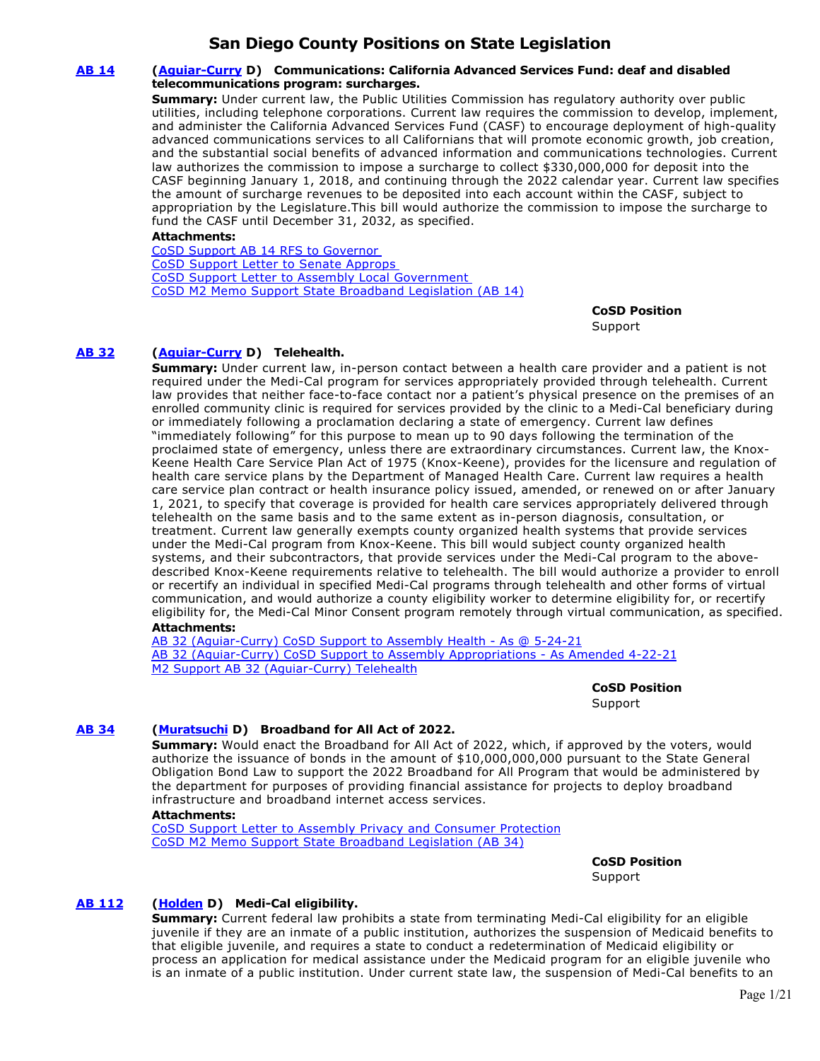# San Diego County Positions on State Legislation

**AB 14** **(Aguiar-Curry D) Communications: California Advanced Services Fund: deaf and disabled telecommunications program: surcharges.**

**Summary:** Under current law, the Public Utilities Commission has regulatory authority over public utilities, including telephone corporations. Current law requires the commission to develop, implement, and administer the California Advanced Services Fund (CASF) to encourage deployment of high-quality advanced communications services to all Californians that will promote economic growth, job creation, and the substantial social benefits of advanced information and communications technologies. Current law authorizes the commission to impose a surcharge to collect $330,000,000 for deposit into the CASF beginning January 1, 2018, and continuing through the 2022 calendar year. Current law specifies the amount of surcharge revenues to be deposited into each account within the CASF, subject to appropriation by the Legislature.This bill would authorize the commission to impose the surcharge to fund the CASF until December 31, 2032, as specified.

**Attachments:**
CoSD Support AB 14 RFS to Governor
CoSD Support Letter to Senate Approps
CoSD Support Letter to Assembly Local Government
CoSD M2 Memo Support State Broadband Legislation (AB 14)

**CoSD Position**
Support

**AB 32** **(Aguiar-Curry D) Telehealth.**

**Summary:** Under current law, in-person contact between a health care provider and a patient is not required under the Medi-Cal program for services appropriately provided through telehealth. Current law provides that neither face-to-face contact nor a patient's physical presence on the premises of an enrolled community clinic is required for services provided by the clinic to a Medi-Cal beneficiary during or immediately following a proclamation declaring a state of emergency. Current law defines "immediately following" for this purpose to mean up to 90 days following the termination of the proclaimed state of emergency, unless there are extraordinary circumstances. Current law, the Knox-Keene Health Care Service Plan Act of 1975 (Knox-Keene), provides for the licensure and regulation of health care service plans by the Department of Managed Health Care. Current law requires a health care service plan contract or health insurance policy issued, amended, or renewed on or after January 1, 2021, to specify that coverage is provided for health care services appropriately delivered through telehealth on the same basis and to the same extent as in-person diagnosis, consultation, or treatment. Current law generally exempts county organized health systems that provide services under the Medi-Cal program from Knox-Keene. This bill would subject county organized health systems, and their subcontractors, that provide services under the Medi-Cal program to the above-described Knox-Keene requirements relative to telehealth. The bill would authorize a provider to enroll or recertify an individual in specified Medi-Cal programs through telehealth and other forms of virtual communication, and would authorize a county eligibility worker to determine eligibility for, or recertify eligibility for, the Medi-Cal Minor Consent program remotely through virtual communication, as specified.

**Attachments:**
AB 32 (Aguiar-Curry) CoSD Support to Assembly Health - As @ 5-24-21
AB 32 (Aguiar-Curry) CoSD Support to Assembly Appropriations - As Amended 4-22-21
M2 Support AB 32 (Aguiar-Curry) Telehealth

**CoSD Position**
Support

**AB 34** **(Muratsuchi D) Broadband for All Act of 2022.**

**Summary:** Would enact the Broadband for All Act of 2022, which, if approved by the voters, would authorize the issuance of bonds in the amount of $10,000,000,000 pursuant to the State General Obligation Bond Law to support the 2022 Broadband for All Program that would be administered by the department for purposes of providing financial assistance for projects to deploy broadband infrastructure and broadband internet access services.

**Attachments:**
CoSD Support Letter to Assembly Privacy and Consumer Protection
CoSD M2 Memo Support State Broadband Legislation (AB 34)

**CoSD Position**
Support

**AB 112** **(Holden D) Medi-Cal eligibility.**

**Summary:** Current federal law prohibits a state from terminating Medi-Cal eligibility for an eligible juvenile if they are an inmate of a public institution, authorizes the suspension of Medicaid benefits to that eligible juvenile, and requires a state to conduct a redetermination of Medicaid eligibility or process an application for medical assistance under the Medicaid program for an eligible juvenile who is an inmate of a public institution. Under current state law, the suspension of Medi-Cal benefits to an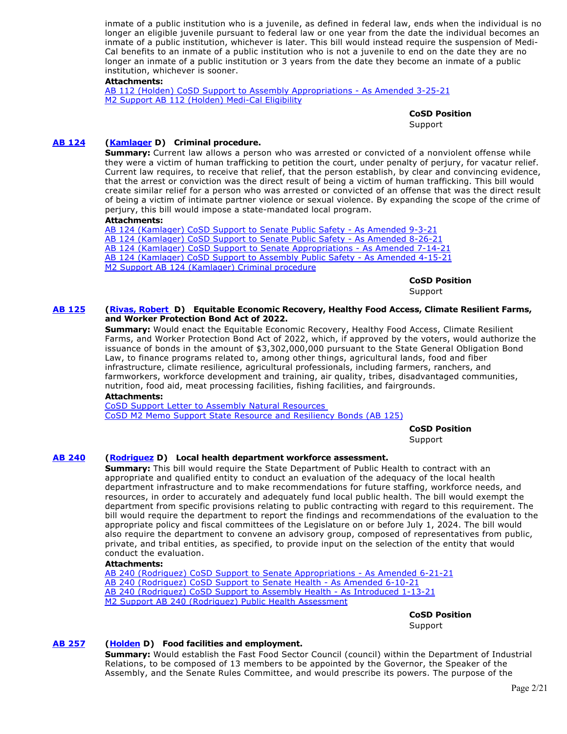inmate of a public institution who is a juvenile, as defined in federal law, ends when the individual is no longer an eligible juvenile pursuant to federal law or one year from the date the individual becomes an inmate of a public institution, whichever is later. This bill would instead require the suspension of Medi-Cal benefits to an inmate of a public institution who is not a juvenile to end on the date they are no longer an inmate of a public institution or 3 years from the date they become an inmate of a public institution, whichever is sooner.

**Attachments:**
AB 112 (Holden) CoSD Support to Assembly Appropriations - As Amended 3-25-21
M2 Support AB 112 (Holden) Medi-Cal Eligibility

**CoSD Position**
Support

**AB 124** (**Kamlager** D) **Criminal procedure.**

**Summary:** Current law allows a person who was arrested or convicted of a nonviolent offense while they were a victim of human trafficking to petition the court, under penalty of perjury, for vacatur relief. Current law requires, to receive that relief, that the person establish, by clear and convincing evidence, that the arrest or conviction was the direct result of being a victim of human trafficking. This bill would create similar relief for a person who was arrested or convicted of an offense that was the direct result of being a victim of intimate partner violence or sexual violence. By expanding the scope of the crime of perjury, this bill would impose a state-mandated local program.

**Attachments:**
AB 124 (Kamlager) CoSD Support to Senate Public Safety - As Amended 9-3-21
AB 124 (Kamlager) CoSD Support to Senate Public Safety - As Amended 8-26-21
AB 124 (Kamlager) CoSD Support to Senate Appropriations - As Amended 7-14-21
AB 124 (Kamlager) CoSD Support to Assembly Public Safety - As Amended 4-15-21
M2 Support AB 124 (Kamlager) Criminal procedure

**CoSD Position**
Support

**AB 125** (**Rivas, Robert** D) **Equitable Economic Recovery, Healthy Food Access, Climate Resilient Farms, and Worker Protection Bond Act of 2022.**

**Summary:** Would enact the Equitable Economic Recovery, Healthy Food Access, Climate Resilient Farms, and Worker Protection Bond Act of 2022, which, if approved by the voters, would authorize the issuance of bonds in the amount of $3,302,000,000 pursuant to the State General Obligation Bond Law, to finance programs related to, among other things, agricultural lands, food and fiber infrastructure, climate resilience, agricultural professionals, including farmers, ranchers, and farmworkers, workforce development and training, air quality, tribes, disadvantaged communities, nutrition, food aid, meat processing facilities, fishing facilities, and fairgrounds.

**Attachments:**
CoSD Support Letter to Assembly Natural Resources
CoSD M2 Memo Support State Resource and Resiliency Bonds (AB 125)

**CoSD Position**
Support

**AB 240** (**Rodriguez** D) **Local health department workforce assessment.**

**Summary:** This bill would require the State Department of Public Health to contract with an appropriate and qualified entity to conduct an evaluation of the adequacy of the local health department infrastructure and to make recommendations for future staffing, workforce needs, and resources, in order to accurately and adequately fund local public health. The bill would exempt the department from specific provisions relating to public contracting with regard to this requirement. The bill would require the department to report the findings and recommendations of the evaluation to the appropriate policy and fiscal committees of the Legislature on or before July 1, 2024. The bill would also require the department to convene an advisory group, composed of representatives from public, private, and tribal entities, as specified, to provide input on the selection of the entity that would conduct the evaluation.

**Attachments:**
AB 240 (Rodriguez) CoSD Support to Senate Appropriations - As Amended 6-21-21
AB 240 (Rodriguez) CoSD Support to Senate Health - As Amended 6-10-21
AB 240 (Rodriguez) CoSD Support to Assembly Health - As Introduced 1-13-21
M2 Support AB 240 (Rodriguez) Public Health Assessment

**CoSD Position**
Support

**AB 257** (**Holden** D) **Food facilities and employment.**

**Summary:** Would establish the Fast Food Sector Council (council) within the Department of Industrial Relations, to be composed of 13 members to be appointed by the Governor, the Speaker of the Assembly, and the Senate Rules Committee, and would prescribe its powers. The purpose of the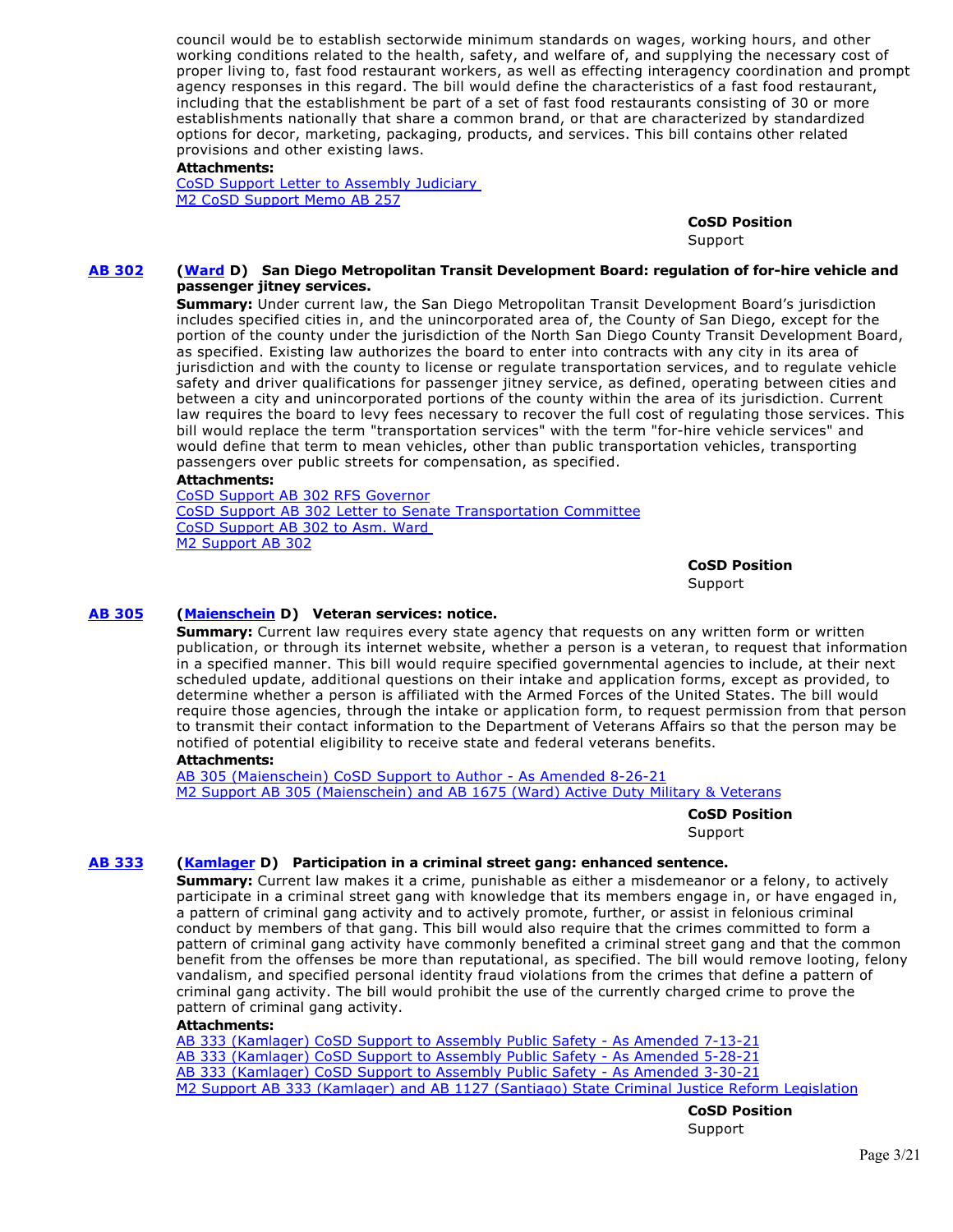council would be to establish sectorwide minimum standards on wages, working hours, and other working conditions related to the health, safety, and welfare of, and supplying the necessary cost of proper living to, fast food restaurant workers, as well as effecting interagency coordination and prompt agency responses in this regard. The bill would define the characteristics of a fast food restaurant, including that the establishment be part of a set of fast food restaurants consisting of 30 or more establishments nationally that share a common brand, or that are characterized by standardized options for decor, marketing, packaging, products, and services. This bill contains other related provisions and other existing laws.

**Attachments:**
CoSD Support Letter to Assembly Judiciary
M2 CoSD Support Memo AB 257

**CoSD Position**
Support

**AB 302** **(Ward D) San Diego Metropolitan Transit Development Board: regulation of for-hire vehicle and passenger jitney services.**

**Summary:** Under current law, the San Diego Metropolitan Transit Development Board's jurisdiction includes specified cities in, and the unincorporated area of, the County of San Diego, except for the portion of the county under the jurisdiction of the North San Diego County Transit Development Board, as specified. Existing law authorizes the board to enter into contracts with any city in its area of jurisdiction and with the county to license or regulate transportation services, and to regulate vehicle safety and driver qualifications for passenger jitney service, as defined, operating between cities and between a city and unincorporated portions of the county within the area of its jurisdiction. Current law requires the board to levy fees necessary to recover the full cost of regulating those services. This bill would replace the term "transportation services" with the term "for-hire vehicle services" and would define that term to mean vehicles, other than public transportation vehicles, transporting passengers over public streets for compensation, as specified.

**Attachments:**
CoSD Support AB 302 RFS Governor
CoSD Support AB 302 Letter to Senate Transportation Committee
CoSD Support AB 302 to Asm. Ward
M2 Support AB 302

**CoSD Position**
Support

**AB 305** **(Maienschein D) Veteran services: notice.**

**Summary:** Current law requires every state agency that requests on any written form or written publication, or through its internet website, whether a person is a veteran, to request that information in a specified manner. This bill would require specified governmental agencies to include, at their next scheduled update, additional questions on their intake and application forms, except as provided, to determine whether a person is affiliated with the Armed Forces of the United States. The bill would require those agencies, through the intake or application form, to request permission from that person to transmit their contact information to the Department of Veterans Affairs so that the person may be notified of potential eligibility to receive state and federal veterans benefits.

**Attachments:**
AB 305 (Maienschein) CoSD Support to Author - As Amended 8-26-21
M2 Support AB 305 (Maienschein) and AB 1675 (Ward) Active Duty Military & Veterans

**CoSD Position**
Support

**AB 333** **(Kamlager D) Participation in a criminal street gang: enhanced sentence.**

**Summary:** Current law makes it a crime, punishable as either a misdemeanor or a felony, to actively participate in a criminal street gang with knowledge that its members engage in, or have engaged in, a pattern of criminal gang activity and to actively promote, further, or assist in felonious criminal conduct by members of that gang. This bill would also require that the crimes committed to form a pattern of criminal gang activity have commonly benefited a criminal street gang and that the common benefit from the offenses be more than reputational, as specified. The bill would remove looting, felony vandalism, and specified personal identity fraud violations from the crimes that define a pattern of criminal gang activity. The bill would prohibit the use of the currently charged crime to prove the pattern of criminal gang activity.

**Attachments:**
AB 333 (Kamlager) CoSD Support to Assembly Public Safety - As Amended 7-13-21
AB 333 (Kamlager) CoSD Support to Assembly Public Safety - As Amended 5-28-21
AB 333 (Kamlager) CoSD Support to Assembly Public Safety - As Amended 3-30-21
M2 Support AB 333 (Kamlager) and AB 1127 (Santiago) State Criminal Justice Reform Legislation

**CoSD Position**
Support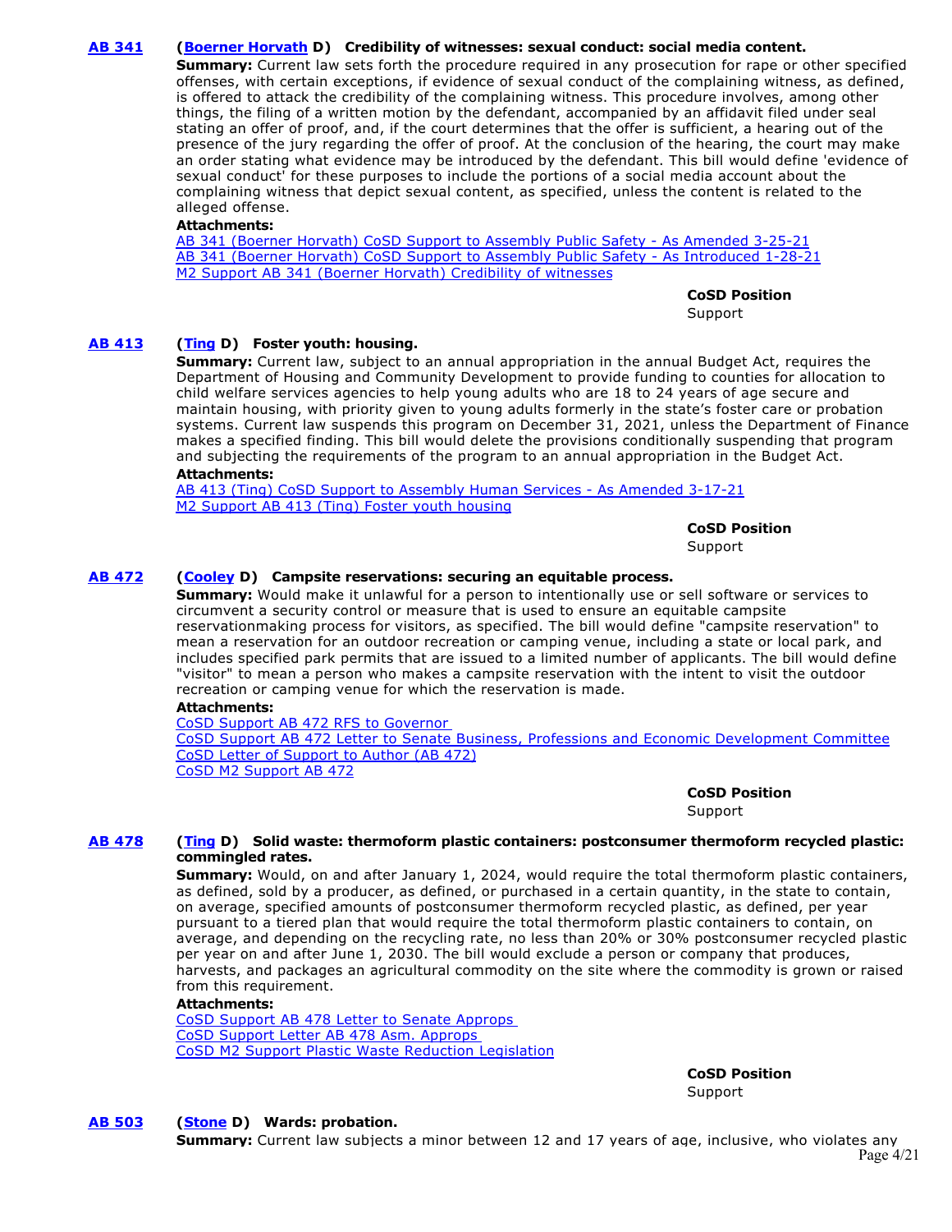**AB 341** **(Boerner Horvath D) Credibility of witnesses: sexual conduct: social media content.**

**Summary:** Current law sets forth the procedure required in any prosecution for rape or other specified offenses, with certain exceptions, if evidence of sexual conduct of the complaining witness, as defined, is offered to attack the credibility of the complaining witness. This procedure involves, among other things, the filing of a written motion by the defendant, accompanied by an affidavit filed under seal stating an offer of proof, and, if the court determines that the offer is sufficient, a hearing out of the presence of the jury regarding the offer of proof. At the conclusion of the hearing, the court may make an order stating what evidence may be introduced by the defendant. This bill would define 'evidence of sexual conduct' for these purposes to include the portions of a social media account about the complaining witness that depict sexual content, as specified, unless the content is related to the alleged offense.

**Attachments:**
AB 341 (Boerner Horvath) CoSD Support to Assembly Public Safety - As Amended 3-25-21
AB 341 (Boerner Horvath) CoSD Support to Assembly Public Safety - As Introduced 1-28-21
M2 Support AB 341 (Boerner Horvath) Credibility of witnesses

**CoSD Position**
Support

**AB 413** **(Ting D) Foster youth: housing.**

**Summary:** Current law, subject to an annual appropriation in the annual Budget Act, requires the Department of Housing and Community Development to provide funding to counties for allocation to child welfare services agencies to help young adults who are 18 to 24 years of age secure and maintain housing, with priority given to young adults formerly in the state's foster care or probation systems. Current law suspends this program on December 31, 2021, unless the Department of Finance makes a specified finding. This bill would delete the provisions conditionally suspending that program and subjecting the requirements of the program to an annual appropriation in the Budget Act.

**Attachments:**
AB 413 (Ting) CoSD Support to Assembly Human Services - As Amended 3-17-21
M2 Support AB 413 (Ting) Foster youth housing

**CoSD Position**
Support

**AB 472** **(Cooley D) Campsite reservations: securing an equitable process.**

**Summary:** Would make it unlawful for a person to intentionally use or sell software or services to circumvent a security control or measure that is used to ensure an equitable campsite reservationmaking process for visitors, as specified. The bill would define "campsite reservation" to mean a reservation for an outdoor recreation or camping venue, including a state or local park, and includes specified park permits that are issued to a limited number of applicants. The bill would define "visitor" to mean a person who makes a campsite reservation with the intent to visit the outdoor recreation or camping venue for which the reservation is made.

**Attachments:**
CoSD Support AB 472 RFS to Governor
CoSD Support AB 472 Letter to Senate Business, Professions and Economic Development Committee
CoSD Letter of Support to Author (AB 472)
CoSD M2 Support AB 472

**CoSD Position**
Support

**AB 478** **(Ting D) Solid waste: thermoform plastic containers: postconsumer thermoform recycled plastic: commingled rates.**

**Summary:** Would, on and after January 1, 2024, would require the total thermoform plastic containers, as defined, sold by a producer, as defined, or purchased in a certain quantity, in the state to contain, on average, specified amounts of postconsumer thermoform recycled plastic, as defined, per year pursuant to a tiered plan that would require the total thermoform plastic containers to contain, on average, and depending on the recycling rate, no less than 20% or 30% postconsumer recycled plastic per year on and after June 1, 2030. The bill would exclude a person or company that produces, harvests, and packages an agricultural commodity on the site where the commodity is grown or raised from this requirement.

**Attachments:**
CoSD Support AB 478 Letter to Senate Approps
CoSD Support Letter AB 478 Asm. Approps
CoSD M2 Support Plastic Waste Reduction Legislation

**CoSD Position**
Support

**AB 503** **(Stone D) Wards: probation.**

**Summary:** Current law subjects a minor between 12 and 17 years of age, inclusive, who violates any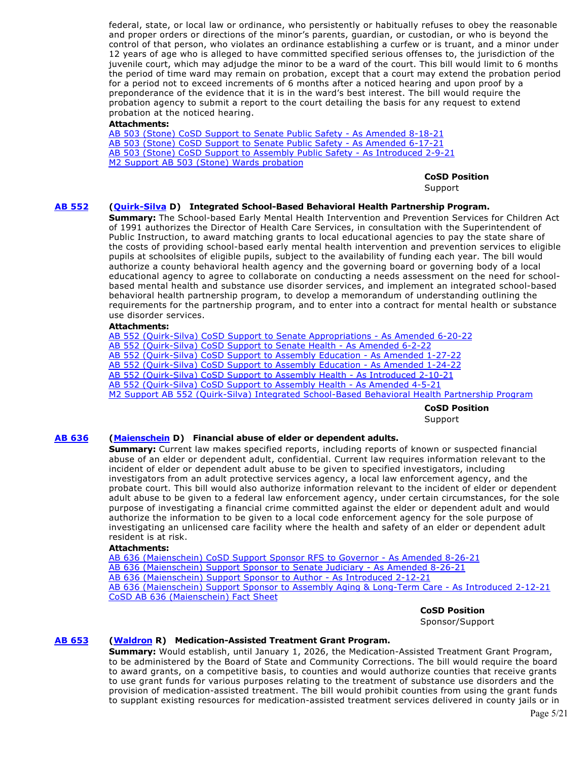federal, state, or local law or ordinance, who persistently or habitually refuses to obey the reasonable and proper orders or directions of the minor's parents, guardian, or custodian, or who is beyond the control of that person, who violates an ordinance establishing a curfew or is truant, and a minor under 12 years of age who is alleged to have committed specified serious offenses to, the jurisdiction of the juvenile court, which may adjudge the minor to be a ward of the court. This bill would limit to 6 months the period of time ward may remain on probation, except that a court may extend the probation period for a period not to exceed increments of 6 months after a noticed hearing and upon proof by a preponderance of the evidence that it is in the ward's best interest. The bill would require the probation agency to submit a report to the court detailing the basis for any request to extend probation at the noticed hearing.

**Attachments:**

AB 503 (Stone) CoSD Support to Senate Public Safety - As Amended 8-18-21
AB 503 (Stone) CoSD Support to Senate Public Safety - As Amended 6-17-21
AB 503 (Stone) CoSD Support to Assembly Public Safety - As Introduced 2-9-21
M2 Support AB 503 (Stone) Wards probation

**CoSD Position**
Support

**AB 552** (**Quirk-Silva** D) **Integrated School-Based Behavioral Health Partnership Program.**

**Summary:** The School-based Early Mental Health Intervention and Prevention Services for Children Act of 1991 authorizes the Director of Health Care Services, in consultation with the Superintendent of Public Instruction, to award matching grants to local educational agencies to pay the state share of the costs of providing school-based early mental health intervention and prevention services to eligible pupils at schoolsites of eligible pupils, subject to the availability of funding each year. The bill would authorize a county behavioral health agency and the governing board or governing body of a local educational agency to agree to collaborate on conducting a needs assessment on the need for school-based mental health and substance use disorder services, and implement an integrated school-based behavioral health partnership program, to develop a memorandum of understanding outlining the requirements for the partnership program, and to enter into a contract for mental health or substance use disorder services.

**Attachments:**

AB 552 (Quirk-Silva) CoSD Support to Senate Appropriations - As Amended 6-20-22
AB 552 (Quirk-Silva) CoSD Support to Senate Health - As Amended 6-2-22
AB 552 (Quirk-Silva) CoSD Support to Assembly Education - As Amended 1-27-22
AB 552 (Quirk-Silva) CoSD Support to Assembly Education - As Amended 1-24-22
AB 552 (Quirk-Silva) CoSD Support to Assembly Health - As Introduced 2-10-21
AB 552 (Quirk-Silva) CoSD Support to Assembly Health - As Amended 4-5-21
M2 Support AB 552 (Quirk-Silva) Integrated School-Based Behavioral Health Partnership Program

**CoSD Position**
Support

**AB 636** (**Maienschein** D) **Financial abuse of elder or dependent adults.**

**Summary:** Current law makes specified reports, including reports of known or suspected financial abuse of an elder or dependent adult, confidential. Current law requires information relevant to the incident of elder or dependent adult abuse to be given to specified investigators, including investigators from an adult protective services agency, a local law enforcement agency, and the probate court. This bill would also authorize information relevant to the incident of elder or dependent adult abuse to be given to a federal law enforcement agency, under certain circumstances, for the sole purpose of investigating a financial crime committed against the elder or dependent adult and would authorize the information to be given to a local code enforcement agency for the sole purpose of investigating an unlicensed care facility where the health and safety of an elder or dependent adult resident is at risk.

**Attachments:**

AB 636 (Maienschein) CoSD Support Sponsor RFS to Governor - As Amended 8-26-21
AB 636 (Maienschein) Support Sponsor to Senate Judiciary - As Amended 8-26-21
AB 636 (Maienschein) Support Sponsor to Author - As Introduced 2-12-21
AB 636 (Maienschein) Support Sponsor to Assembly Aging & Long-Term Care - As Introduced 2-12-21
CoSD AB 636 (Maienschein) Fact Sheet

**CoSD Position**
Sponsor/Support

**AB 653** (**Waldron** R) **Medication-Assisted Treatment Grant Program.**

**Summary:** Would establish, until January 1, 2026, the Medication-Assisted Treatment Grant Program, to be administered by the Board of State and Community Corrections. The bill would require the board to award grants, on a competitive basis, to counties and would authorize counties that receive grants to use grant funds for various purposes relating to the treatment of substance use disorders and the provision of medication-assisted treatment. The bill would prohibit counties from using the grant funds to supplant existing resources for medication-assisted treatment services delivered in county jails or in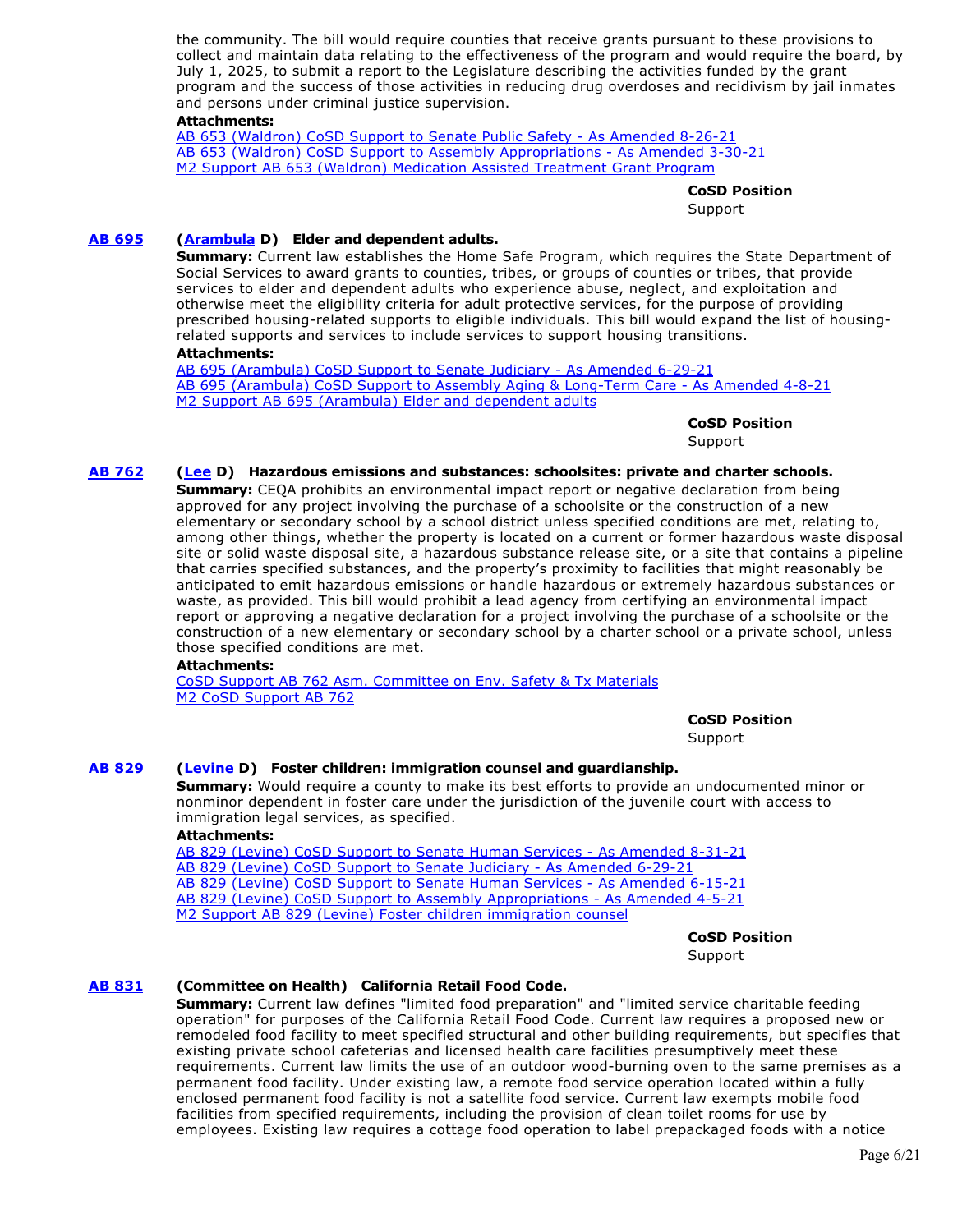the community. The bill would require counties that receive grants pursuant to these provisions to collect and maintain data relating to the effectiveness of the program and would require the board, by July 1, 2025, to submit a report to the Legislature describing the activities funded by the grant program and the success of those activities in reducing drug overdoses and recidivism by jail inmates and persons under criminal justice supervision.

**Attachments:**
AB 653 (Waldron) CoSD Support to Senate Public Safety - As Amended 8-26-21
AB 653 (Waldron) CoSD Support to Assembly Appropriations - As Amended 3-30-21
M2 Support AB 653 (Waldron) Medication Assisted Treatment Grant Program

**CoSD Position**
Support

**AB 695** **(Arambula D) Elder and dependent adults.**

**Summary:** Current law establishes the Home Safe Program, which requires the State Department of Social Services to award grants to counties, tribes, or groups of counties or tribes, that provide services to elder and dependent adults who experience abuse, neglect, and exploitation and otherwise meet the eligibility criteria for adult protective services, for the purpose of providing prescribed housing-related supports to eligible individuals. This bill would expand the list of housing-related supports and services to include services to support housing transitions.

**Attachments:**
AB 695 (Arambula) CoSD Support to Senate Judiciary - As Amended 6-29-21
AB 695 (Arambula) CoSD Support to Assembly Aging & Long-Term Care - As Amended 4-8-21
M2 Support AB 695 (Arambula) Elder and dependent adults

**CoSD Position**
Support

**AB 762** **(Lee D) Hazardous emissions and substances: schoolsites: private and charter schools.**

**Summary:** CEQA prohibits an environmental impact report or negative declaration from being approved for any project involving the purchase of a schoolsite or the construction of a new elementary or secondary school by a school district unless specified conditions are met, relating to, among other things, whether the property is located on a current or former hazardous waste disposal site or solid waste disposal site, a hazardous substance release site, or a site that contains a pipeline that carries specified substances, and the property's proximity to facilities that might reasonably be anticipated to emit hazardous emissions or handle hazardous or extremely hazardous substances or waste, as provided. This bill would prohibit a lead agency from certifying an environmental impact report or approving a negative declaration for a project involving the purchase of a schoolsite or the construction of a new elementary or secondary school by a charter school or a private school, unless those specified conditions are met.

**Attachments:**
CoSD Support AB 762 Asm. Committee on Env. Safety & Tx Materials
M2 CoSD Support AB 762

**CoSD Position**
Support

**AB 829** **(Levine D) Foster children: immigration counsel and guardianship.**

**Summary:** Would require a county to make its best efforts to provide an undocumented minor or nonminor dependent in foster care under the jurisdiction of the juvenile court with access to immigration legal services, as specified.

**Attachments:**
AB 829 (Levine) CoSD Support to Senate Human Services - As Amended 8-31-21
AB 829 (Levine) CoSD Support to Senate Judiciary - As Amended 6-29-21
AB 829 (Levine) CoSD Support to Senate Human Services - As Amended 6-15-21
AB 829 (Levine) CoSD Support to Assembly Appropriations - As Amended 4-5-21
M2 Support AB 829 (Levine) Foster children immigration counsel

**CoSD Position**
Support

**AB 831** **(Committee on Health) California Retail Food Code.**

**Summary:** Current law defines "limited food preparation" and "limited service charitable feeding operation" for purposes of the California Retail Food Code. Current law requires a proposed new or remodeled food facility to meet specified structural and other building requirements, but specifies that existing private school cafeterias and licensed health care facilities presumptively meet these requirements. Current law limits the use of an outdoor wood-burning oven to the same premises as a permanent food facility. Under existing law, a remote food service operation located within a fully enclosed permanent food facility is not a satellite food service. Current law exempts mobile food facilities from specified requirements, including the provision of clean toilet rooms for use by employees. Existing law requires a cottage food operation to label prepackaged foods with a notice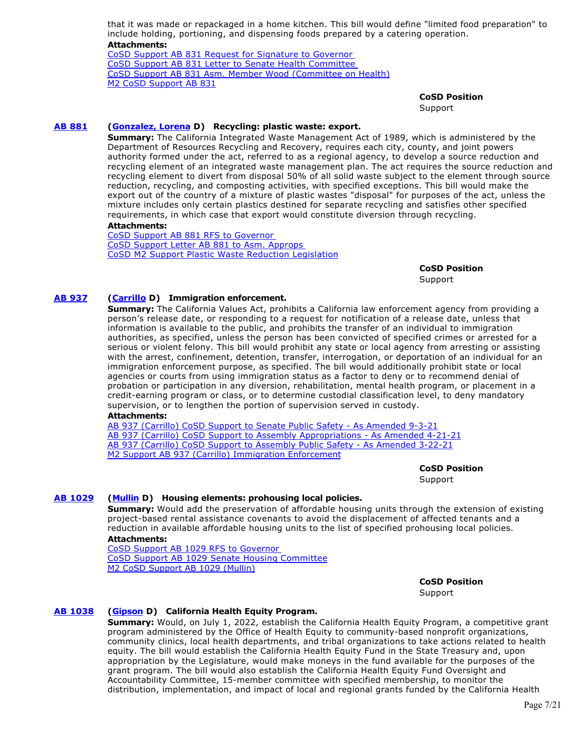that it was made or repackaged in a home kitchen. This bill would define "limited food preparation" to include holding, portioning, and dispensing foods prepared by a catering operation.

**Attachments:**
CoSD Support AB 831 Request for Signature to Governor
CoSD Support AB 831 Letter to Senate Health Committee
CoSD Support AB 831 Asm. Member Wood (Committee on Health)
M2 CoSD Support AB 831

**CoSD Position**
Support

**AB 881** **(Gonzalez, Lorena D) Recycling: plastic waste: export.**

**Summary:** The California Integrated Waste Management Act of 1989, which is administered by the Department of Resources Recycling and Recovery, requires each city, county, and joint powers authority formed under the act, referred to as a regional agency, to develop a source reduction and recycling element of an integrated waste management plan. The act requires the source reduction and recycling element to divert from disposal 50% of all solid waste subject to the element through source reduction, recycling, and composting activities, with specified exceptions. This bill would make the export out of the country of a mixture of plastic wastes "disposal" for purposes of the act, unless the mixture includes only certain plastics destined for separate recycling and satisfies other specified requirements, in which case that export would constitute diversion through recycling.

**Attachments:**
CoSD Support AB 881 RFS to Governor
CoSD Support Letter AB 881 to Asm. Approps
CoSD M2 Support Plastic Waste Reduction Legislation

**CoSD Position**
Support

**AB 937** **(Carrillo D) Immigration enforcement.**

**Summary:** The California Values Act, prohibits a California law enforcement agency from providing a person's release date, or responding to a request for notification of a release date, unless that information is available to the public, and prohibits the transfer of an individual to immigration authorities, as specified, unless the person has been convicted of specified crimes or arrested for a serious or violent felony. This bill would prohibit any state or local agency from arresting or assisting with the arrest, confinement, detention, transfer, interrogation, or deportation of an individual for an immigration enforcement purpose, as specified. The bill would additionally prohibit state or local agencies or courts from using immigration status as a factor to deny or to recommend denial of probation or participation in any diversion, rehabilitation, mental health program, or placement in a credit-earning program or class, or to determine custodial classification level, to deny mandatory supervision, or to lengthen the portion of supervision served in custody.

**Attachments:**
AB 937 (Carrillo) CoSD Support to Senate Public Safety - As Amended 9-3-21
AB 937 (Carrillo) CoSD Support to Assembly Appropriations - As Amended 4-21-21
AB 937 (Carrillo) CoSD Support to Assembly Public Safety - As Amended 3-22-21
M2 Support AB 937 (Carrillo) Immigration Enforcement

**CoSD Position**
Support

**AB 1029** **(Mullin D) Housing elements: prohousing local policies.**

**Summary:** Would add the preservation of affordable housing units through the extension of existing project-based rental assistance covenants to avoid the displacement of affected tenants and a reduction in available affordable housing units to the list of specified prohousing local policies.

**Attachments:**
CoSD Support AB 1029 RFS to Governor
CoSD Support AB 1029 Senate Housing Committee
M2 CoSD Support AB 1029 (Mullin)

**CoSD Position**
Support

**AB 1038** **(Gipson D) California Health Equity Program.**

**Summary:** Would, on July 1, 2022, establish the California Health Equity Program, a competitive grant program administered by the Office of Health Equity to community-based nonprofit organizations, community clinics, local health departments, and tribal organizations to take actions related to health equity. The bill would establish the California Health Equity Fund in the State Treasury and, upon appropriation by the Legislature, would make moneys in the fund available for the purposes of the grant program. The bill would also establish the California Health Equity Fund Oversight and Accountability Committee, 15-member committee with specified membership, to monitor the distribution, implementation, and impact of local and regional grants funded by the California Health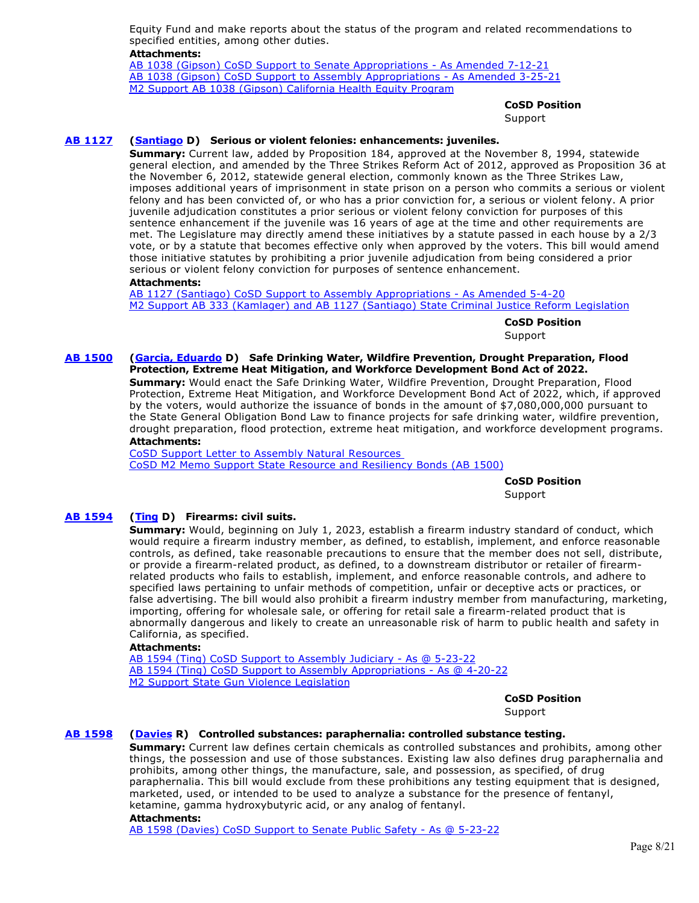Equity Fund and make reports about the status of the program and related recommendations to specified entities, among other duties.

**Attachments:**
AB 1038 (Gipson) CoSD Support to Senate Appropriations - As Amended 7-12-21
AB 1038 (Gipson) CoSD Support to Assembly Appropriations - As Amended 3-25-21
M2 Support AB 1038 (Gipson) California Health Equity Program

**CoSD Position**
Support

**AB 1127** **(Santiago D) Serious or violent felonies: enhancements: juveniles.**

**Summary:** Current law, added by Proposition 184, approved at the November 8, 1994, statewide general election, and amended by the Three Strikes Reform Act of 2012, approved as Proposition 36 at the November 6, 2012, statewide general election, commonly known as the Three Strikes Law, imposes additional years of imprisonment in state prison on a person who commits a serious or violent felony and has been convicted of, or who has a prior conviction for, a serious or violent felony. A prior juvenile adjudication constitutes a prior serious or violent felony conviction for purposes of this sentence enhancement if the juvenile was 16 years of age at the time and other requirements are met. The Legislature may directly amend these initiatives by a statute passed in each house by a 2/3 vote, or by a statute that becomes effective only when approved by the voters. This bill would amend those initiative statutes by prohibiting a prior juvenile adjudication from being considered a prior serious or violent felony conviction for purposes of sentence enhancement.

**Attachments:**
AB 1127 (Santiago) CoSD Support to Assembly Appropriations - As Amended 5-4-20
M2 Support AB 333 (Kamlager) and AB 1127 (Santiago) State Criminal Justice Reform Legislation

**CoSD Position**
Support

**AB 1500** **(Garcia, Eduardo D) Safe Drinking Water, Wildfire Prevention, Drought Preparation, Flood Protection, Extreme Heat Mitigation, and Workforce Development Bond Act of 2022.**

**Summary:** Would enact the Safe Drinking Water, Wildfire Prevention, Drought Preparation, Flood Protection, Extreme Heat Mitigation, and Workforce Development Bond Act of 2022, which, if approved by the voters, would authorize the issuance of bonds in the amount of $7,080,000,000 pursuant to the State General Obligation Bond Law to finance projects for safe drinking water, wildfire prevention, drought preparation, flood protection, extreme heat mitigation, and workforce development programs.

**Attachments:**
CoSD Support Letter to Assembly Natural Resources
CoSD M2 Memo Support State Resource and Resiliency Bonds (AB 1500)

**CoSD Position**
Support

**AB 1594** **(Ting D) Firearms: civil suits.**

**Summary:** Would, beginning on July 1, 2023, establish a firearm industry standard of conduct, which would require a firearm industry member, as defined, to establish, implement, and enforce reasonable controls, as defined, take reasonable precautions to ensure that the member does not sell, distribute, or provide a firearm-related product, as defined, to a downstream distributor or retailer of firearm-related products who fails to establish, implement, and enforce reasonable controls, and adhere to specified laws pertaining to unfair methods of competition, unfair or deceptive acts or practices, or false advertising. The bill would also prohibit a firearm industry member from manufacturing, marketing, importing, offering for wholesale sale, or offering for retail sale a firearm-related product that is abnormally dangerous and likely to create an unreasonable risk of harm to public health and safety in California, as specified.

**Attachments:**
AB 1594 (Ting) CoSD Support to Assembly Judiciary - As @ 5-23-22
AB 1594 (Ting) CoSD Support to Assembly Appropriations - As @ 4-20-22
M2 Support State Gun Violence Legislation

**CoSD Position**
Support

**AB 1598** **(Davies R) Controlled substances: paraphernalia: controlled substance testing.**

**Summary:** Current law defines certain chemicals as controlled substances and prohibits, among other things, the possession and use of those substances. Existing law also defines drug paraphernalia and prohibits, among other things, the manufacture, sale, and possession, as specified, of drug paraphernalia. This bill would exclude from these prohibitions any testing equipment that is designed, marketed, used, or intended to be used to analyze a substance for the presence of fentanyl, ketamine, gamma hydroxybutyric acid, or any analog of fentanyl.

**Attachments:**
AB 1598 (Davies) CoSD Support to Senate Public Safety - As @ 5-23-22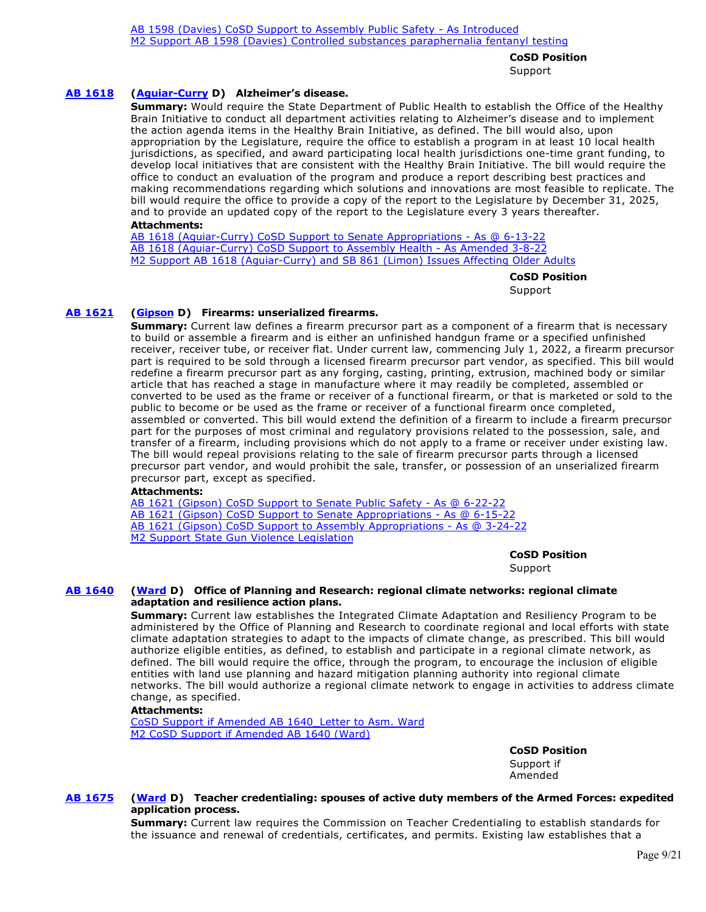[AB 1598 (Davies) CoSD Support to Assembly Public Safety - As Introduced](#)
[M2 Support AB 1598 (Davies) Controlled substances paraphernalia fentanyl testing](#)

**CoSD Position**
Support

**AB 1618** **(Aguiar-Curry D) Alzheimer's disease.**

**Summary:** Would require the State Department of Public Health to establish the Office of the Healthy Brain Initiative to conduct all department activities relating to Alzheimer's disease and to implement the action agenda items in the Healthy Brain Initiative, as defined. The bill would also, upon appropriation by the Legislature, require the office to establish a program in at least 10 local health jurisdictions, as specified, and award participating local health jurisdictions one-time grant funding, to develop local initiatives that are consistent with the Healthy Brain Initiative. The bill would require the office to conduct an evaluation of the program and produce a report describing best practices and making recommendations regarding which solutions and innovations are most feasible to replicate. The bill would require the office to provide a copy of the report to the Legislature by December 31, 2025, and to provide an updated copy of the report to the Legislature every 3 years thereafter.

**Attachments:**
AB 1618 (Aguiar-Curry) CoSD Support to Senate Appropriations - As @ 6-13-22
AB 1618 (Aguiar-Curry) CoSD Support to Assembly Health - As Amended 3-8-22
M2 Support AB 1618 (Aguiar-Curry) and SB 861 (Limon) Issues Affecting Older Adults

**CoSD Position**
Support

**AB 1621** **(Gipson D) Firearms: unserialized firearms.**

**Summary:** Current law defines a firearm precursor part as a component of a firearm that is necessary to build or assemble a firearm and is either an unfinished handgun frame or a specified unfinished receiver, receiver tube, or receiver flat. Under current law, commencing July 1, 2022, a firearm precursor part is required to be sold through a licensed firearm precursor part vendor, as specified. This bill would redefine a firearm precursor part as any forging, casting, printing, extrusion, machined body or similar article that has reached a stage in manufacture where it may readily be completed, assembled or converted to be used as the frame or receiver of a functional firearm, or that is marketed or sold to the public to become or be used as the frame or receiver of a functional firearm once completed, assembled or converted. This bill would extend the definition of a firearm to include a firearm precursor part for the purposes of most criminal and regulatory provisions related to the possession, sale, and transfer of a firearm, including provisions which do not apply to a frame or receiver under existing law. The bill would repeal provisions relating to the sale of firearm precursor parts through a licensed precursor part vendor, and would prohibit the sale, transfer, or possession of an unserialized firearm precursor part, except as specified.

**Attachments:**
AB 1621 (Gipson) CoSD Support to Senate Public Safety - As @ 6-22-22
AB 1621 (Gipson) CoSD Support to Senate Appropriations - As @ 6-15-22
AB 1621 (Gipson) CoSD Support to Assembly Appropriations - As @ 3-24-22
M2 Support State Gun Violence Legislation

**CoSD Position**
Support

**AB 1640** **(Ward D) Office of Planning and Research: regional climate networks: regional climate adaptation and resilience action plans.**

**Summary:** Current law establishes the Integrated Climate Adaptation and Resiliency Program to be administered by the Office of Planning and Research to coordinate regional and local efforts with state climate adaptation strategies to adapt to the impacts of climate change, as prescribed. This bill would authorize eligible entities, as defined, to establish and participate in a regional climate network, as defined. The bill would require the office, through the program, to encourage the inclusion of eligible entities with land use planning and hazard mitigation planning authority into regional climate networks. The bill would authorize a regional climate network to engage in activities to address climate change, as specified.

**Attachments:**
CoSD Support if Amended AB 1640_Letter to Asm. Ward
M2 CoSD Support if Amended AB 1640 (Ward)

**CoSD Position**
Support if Amended

**AB 1675** **(Ward D) Teacher credentialing: spouses of active duty members of the Armed Forces: expedited application process.**

**Summary:** Current law requires the Commission on Teacher Credentialing to establish standards for the issuance and renewal of credentials, certificates, and permits. Existing law establishes that a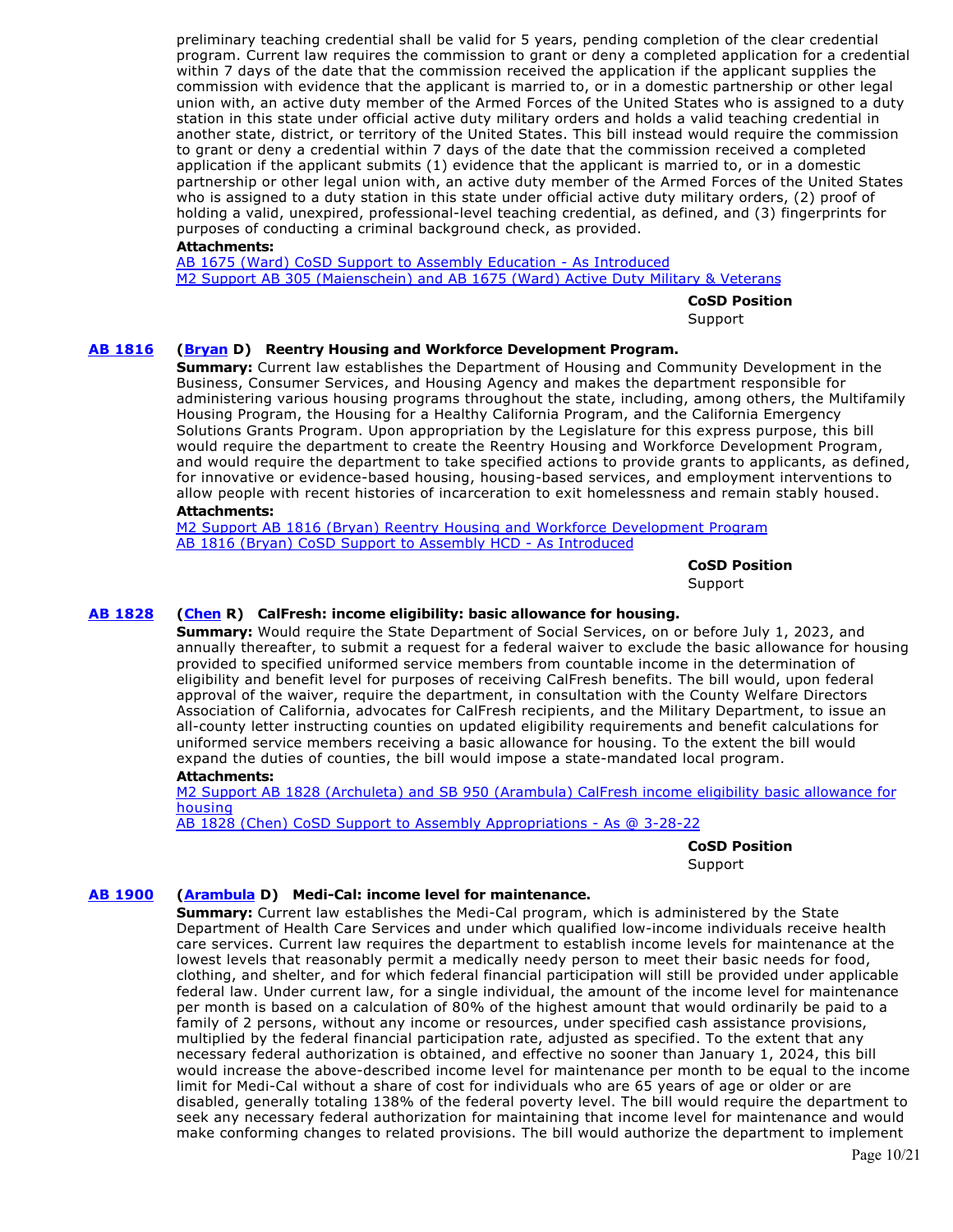preliminary teaching credential shall be valid for 5 years, pending completion of the clear credential program. Current law requires the commission to grant or deny a completed application for a credential within 7 days of the date that the commission received the application if the applicant supplies the commission with evidence that the applicant is married to, or in a domestic partnership or other legal union with, an active duty member of the Armed Forces of the United States who is assigned to a duty station in this state under official active duty military orders and holds a valid teaching credential in another state, district, or territory of the United States. This bill instead would require the commission to grant or deny a credential within 7 days of the date that the commission received a completed application if the applicant submits (1) evidence that the applicant is married to, or in a domestic partnership or other legal union with, an active duty member of the Armed Forces of the United States who is assigned to a duty station in this state under official active duty military orders, (2) proof of holding a valid, unexpired, professional-level teaching credential, as defined, and (3) fingerprints for purposes of conducting a criminal background check, as provided.

**Attachments:**
AB 1675 (Ward) CoSD Support to Assembly Education - As Introduced
M2 Support AB 305 (Maienschein) and AB 1675 (Ward) Active Duty Military & Veterans

**CoSD Position**
Support

**AB 1816** (**Bryan** D) **Reentry Housing and Workforce Development Program.**

**Summary:** Current law establishes the Department of Housing and Community Development in the Business, Consumer Services, and Housing Agency and makes the department responsible for administering various housing programs throughout the state, including, among others, the Multifamily Housing Program, the Housing for a Healthy California Program, and the California Emergency Solutions Grants Program. Upon appropriation by the Legislature for this express purpose, this bill would require the department to create the Reentry Housing and Workforce Development Program, and would require the department to take specified actions to provide grants to applicants, as defined, for innovative or evidence-based housing, housing-based services, and employment interventions to allow people with recent histories of incarceration to exit homelessness and remain stably housed.

**Attachments:**
M2 Support AB 1816 (Bryan) Reentry Housing and Workforce Development Program
AB 1816 (Bryan) CoSD Support to Assembly HCD - As Introduced

**CoSD Position**
Support

**AB 1828** (**Chen** R) **CalFresh: income eligibility: basic allowance for housing.**

**Summary:** Would require the State Department of Social Services, on or before July 1, 2023, and annually thereafter, to submit a request for a federal waiver to exclude the basic allowance for housing provided to specified uniformed service members from countable income in the determination of eligibility and benefit level for purposes of receiving CalFresh benefits. The bill would, upon federal approval of the waiver, require the department, in consultation with the County Welfare Directors Association of California, advocates for CalFresh recipients, and the Military Department, to issue an all-county letter instructing counties on updated eligibility requirements and benefit calculations for uniformed service members receiving a basic allowance for housing. To the extent the bill would expand the duties of counties, the bill would impose a state-mandated local program.

**Attachments:**
M2 Support AB 1828 (Archuleta) and SB 950 (Arambula) CalFresh income eligibility basic allowance for housing
AB 1828 (Chen) CoSD Support to Assembly Appropriations - As @ 3-28-22

**CoSD Position**
Support

**AB 1900** (**Arambula** D) **Medi-Cal: income level for maintenance.**

**Summary:** Current law establishes the Medi-Cal program, which is administered by the State Department of Health Care Services and under which qualified low-income individuals receive health care services. Current law requires the department to establish income levels for maintenance at the lowest levels that reasonably permit a medically needy person to meet their basic needs for food, clothing, and shelter, and for which federal financial participation will still be provided under applicable federal law. Under current law, for a single individual, the amount of the income level for maintenance per month is based on a calculation of 80% of the highest amount that would ordinarily be paid to a family of 2 persons, without any income or resources, under specified cash assistance provisions, multiplied by the federal financial participation rate, adjusted as specified. To the extent that any necessary federal authorization is obtained, and effective no sooner than January 1, 2024, this bill would increase the above-described income level for maintenance per month to be equal to the income limit for Medi-Cal without a share of cost for individuals who are 65 years of age or older or are disabled, generally totaling 138% of the federal poverty level. The bill would require the department to seek any necessary federal authorization for maintaining that income level for maintenance and would make conforming changes to related provisions. The bill would authorize the department to implement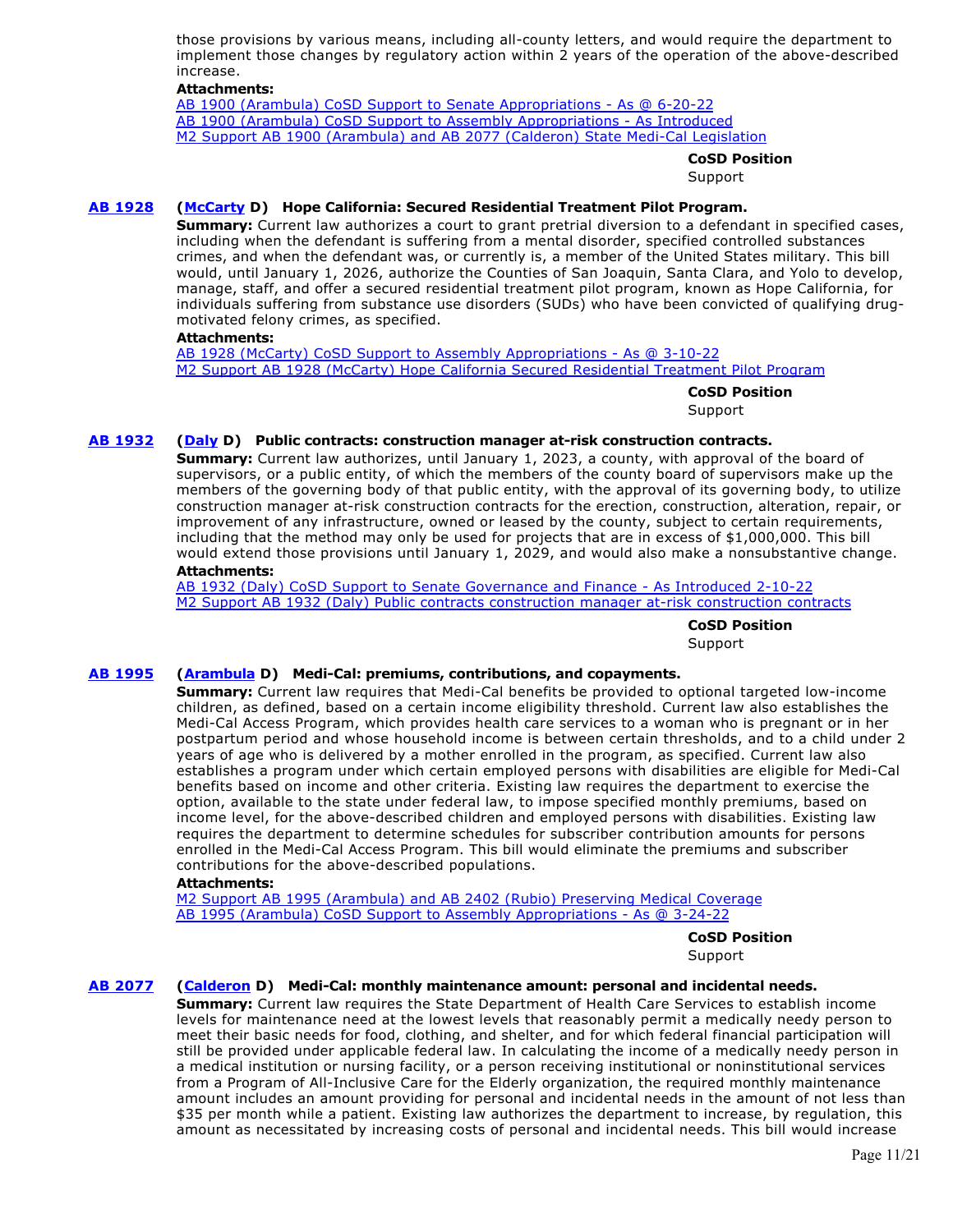those provisions by various means, including all-county letters, and would require the department to implement those changes by regulatory action within 2 years of the operation of the above-described increase.

**Attachments:**
AB 1900 (Arambula) CoSD Support to Senate Appropriations - As @ 6-20-22
AB 1900 (Arambula) CoSD Support to Assembly Appropriations - As Introduced
M2 Support AB 1900 (Arambula) and AB 2077 (Calderon) State Medi-Cal Legislation

**CoSD Position**
Support

**AB 1928** **(McCarty D) Hope California: Secured Residential Treatment Pilot Program.**
**Summary:** Current law authorizes a court to grant pretrial diversion to a defendant in specified cases, including when the defendant is suffering from a mental disorder, specified controlled substances crimes, and when the defendant was, or currently is, a member of the United States military. This bill would, until January 1, 2026, authorize the Counties of San Joaquin, Santa Clara, and Yolo to develop, manage, staff, and offer a secured residential treatment pilot program, known as Hope California, for individuals suffering from substance use disorders (SUDs) who have been convicted of qualifying drug-motivated felony crimes, as specified.

**Attachments:**
AB 1928 (McCarty) CoSD Support to Assembly Appropriations - As @ 3-10-22
M2 Support AB 1928 (McCarty) Hope California Secured Residential Treatment Pilot Program

**CoSD Position**
Support

**AB 1932** **(Daly D) Public contracts: construction manager at-risk construction contracts.**
**Summary:** Current law authorizes, until January 1, 2023, a county, with approval of the board of supervisors, or a public entity, of which the members of the county board of supervisors make up the members of the governing body of that public entity, with the approval of its governing body, to utilize construction manager at-risk construction contracts for the erection, construction, alteration, repair, or improvement of any infrastructure, owned or leased by the county, subject to certain requirements, including that the method may only be used for projects that are in excess of $1,000,000. This bill would extend those provisions until January 1, 2029, and would also make a nonsubstantive change.

**Attachments:**
AB 1932 (Daly) CoSD Support to Senate Governance and Finance - As Introduced 2-10-22
M2 Support AB 1932 (Daly) Public contracts construction manager at-risk construction contracts

**CoSD Position**
Support

**AB 1995** **(Arambula D) Medi-Cal: premiums, contributions, and copayments.**
**Summary:** Current law requires that Medi-Cal benefits be provided to optional targeted low-income children, as defined, based on a certain income eligibility threshold. Current law also establishes the Medi-Cal Access Program, which provides health care services to a woman who is pregnant or in her postpartum period and whose household income is between certain thresholds, and to a child under 2 years of age who is delivered by a mother enrolled in the program, as specified. Current law also establishes a program under which certain employed persons with disabilities are eligible for Medi-Cal benefits based on income and other criteria. Existing law requires the department to exercise the option, available to the state under federal law, to impose specified monthly premiums, based on income level, for the above-described children and employed persons with disabilities. Existing law requires the department to determine schedules for subscriber contribution amounts for persons enrolled in the Medi-Cal Access Program. This bill would eliminate the premiums and subscriber contributions for the above-described populations.

**Attachments:**
M2 Support AB 1995 (Arambula) and AB 2402 (Rubio) Preserving Medical Coverage
AB 1995 (Arambula) CoSD Support to Assembly Appropriations - As @ 3-24-22

**CoSD Position**
Support

**AB 2077** **(Calderon D) Medi-Cal: monthly maintenance amount: personal and incidental needs.**
**Summary:** Current law requires the State Department of Health Care Services to establish income levels for maintenance need at the lowest levels that reasonably permit a medically needy person to meet their basic needs for food, clothing, and shelter, and for which federal financial participation will still be provided under applicable federal law. In calculating the income of a medically needy person in a medical institution or nursing facility, or a person receiving institutional or noninstitutional services from a Program of All-Inclusive Care for the Elderly organization, the required monthly maintenance amount includes an amount providing for personal and incidental needs in the amount of not less than $35 per month while a patient. Existing law authorizes the department to increase, by regulation, this amount as necessitated by increasing costs of personal and incidental needs. This bill would increase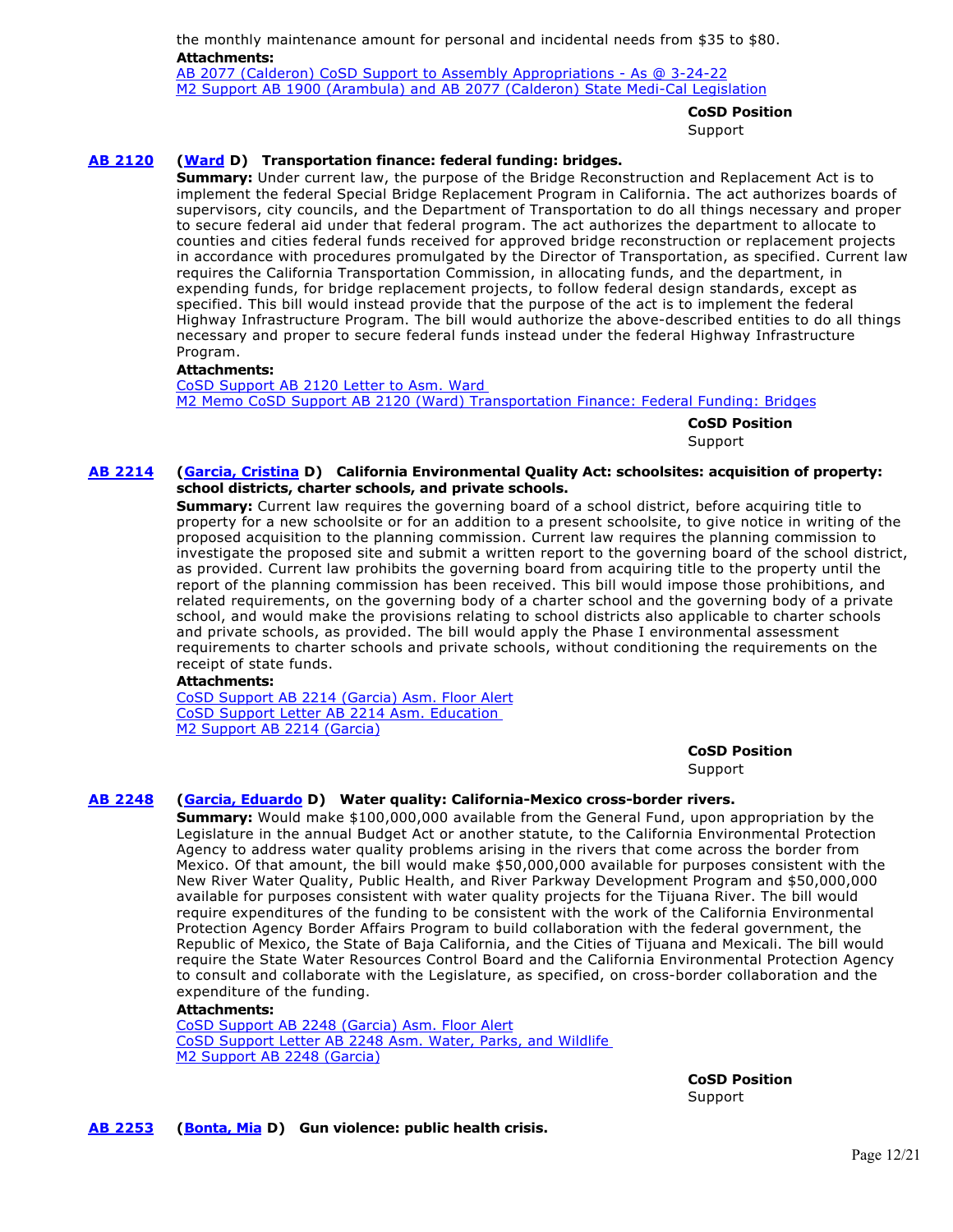the monthly maintenance amount for personal and incidental needs from $35 to $80.

**Attachments:**

AB 2077 (Calderon) CoSD Support to Assembly Appropriations - As @ 3-24-22
M2 Support AB 1900 (Arambula) and AB 2077 (Calderon) State Medi-Cal Legislation

**CoSD Position**
Support

**AB 2120** **(Ward D) Transportation finance: federal funding: bridges.**

**Summary:** Under current law, the purpose of the Bridge Reconstruction and Replacement Act is to implement the federal Special Bridge Replacement Program in California. The act authorizes boards of supervisors, city councils, and the Department of Transportation to do all things necessary and proper to secure federal aid under that federal program. The act authorizes the department to allocate to counties and cities federal funds received for approved bridge reconstruction or replacement projects in accordance with procedures promulgated by the Director of Transportation, as specified. Current law requires the California Transportation Commission, in allocating funds, and the department, in expending funds, for bridge replacement projects, to follow federal design standards, except as specified. This bill would instead provide that the purpose of the act is to implement the federal Highway Infrastructure Program. The bill would authorize the above-described entities to do all things necessary and proper to secure federal funds instead under the federal Highway Infrastructure Program.

**Attachments:**

CoSD Support AB 2120 Letter to Asm. Ward
M2 Memo CoSD Support AB 2120 (Ward) Transportation Finance: Federal Funding: Bridges

**CoSD Position**
Support

**AB 2214** **(Garcia, Cristina D) California Environmental Quality Act: schoolsites: acquisition of property: school districts, charter schools, and private schools.**

**Summary:** Current law requires the governing board of a school district, before acquiring title to property for a new schoolsite or for an addition to a present schoolsite, to give notice in writing of the proposed acquisition to the planning commission. Current law requires the planning commission to investigate the proposed site and submit a written report to the governing board of the school district, as provided. Current law prohibits the governing board from acquiring title to the property until the report of the planning commission has been received. This bill would impose those prohibitions, and related requirements, on the governing body of a charter school and the governing body of a private school, and would make the provisions relating to school districts also applicable to charter schools and private schools, as provided. The bill would apply the Phase I environmental assessment requirements to charter schools and private schools, without conditioning the requirements on the receipt of state funds.

**Attachments:**

CoSD Support AB 2214 (Garcia) Asm. Floor Alert
CoSD Support Letter AB 2214 Asm. Education
M2 Support AB 2214 (Garcia)

**CoSD Position**
Support

**AB 2248** **(Garcia, Eduardo D) Water quality: California-Mexico cross-border rivers.**

**Summary:** Would make $100,000,000 available from the General Fund, upon appropriation by the Legislature in the annual Budget Act or another statute, to the California Environmental Protection Agency to address water quality problems arising in the rivers that come across the border from Mexico. Of that amount, the bill would make $50,000,000 available for purposes consistent with the New River Water Quality, Public Health, and River Parkway Development Program and $50,000,000 available for purposes consistent with water quality projects for the Tijuana River. The bill would require expenditures of the funding to be consistent with the work of the California Environmental Protection Agency Border Affairs Program to build collaboration with the federal government, the Republic of Mexico, the State of Baja California, and the Cities of Tijuana and Mexicali. The bill would require the State Water Resources Control Board and the California Environmental Protection Agency to consult and collaborate with the Legislature, as specified, on cross-border collaboration and the expenditure of the funding.

**Attachments:**

CoSD Support AB 2248 (Garcia) Asm. Floor Alert
CoSD Support Letter AB 2248 Asm. Water, Parks, and Wildlife
M2 Support AB 2248 (Garcia)

**CoSD Position**
Support

**AB 2253** **(Bonta, Mia D) Gun violence: public health crisis.**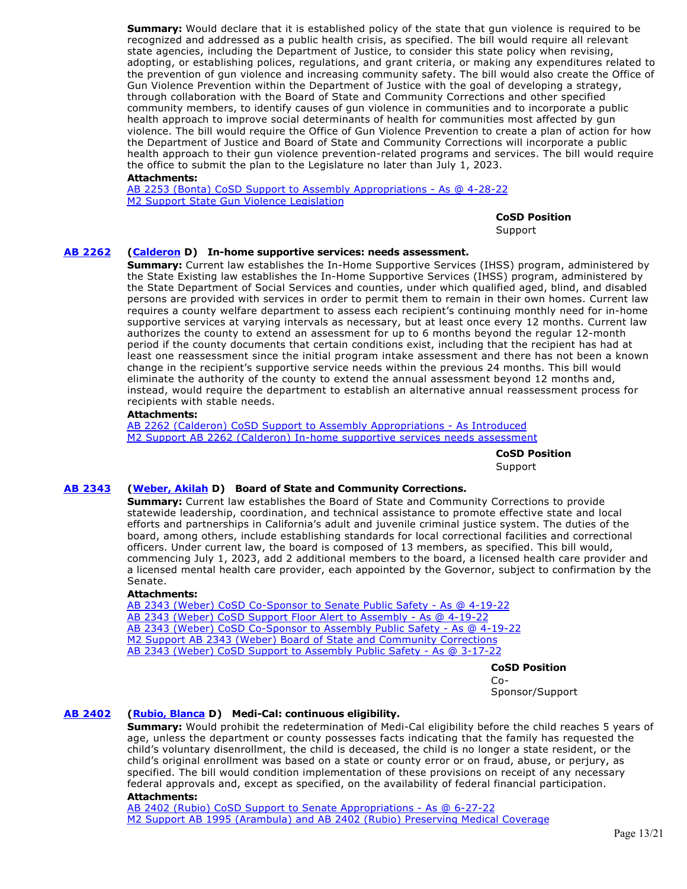**Summary:** Would declare that it is established policy of the state that gun violence is required to be recognized and addressed as a public health crisis, as specified. The bill would require all relevant state agencies, including the Department of Justice, to consider this state policy when revising, adopting, or establishing polices, regulations, and grant criteria, or making any expenditures related to the prevention of gun violence and increasing community safety. The bill would also create the Office of Gun Violence Prevention within the Department of Justice with the goal of developing a strategy, through collaboration with the Board of State and Community Corrections and other specified community members, to identify causes of gun violence in communities and to incorporate a public health approach to improve social determinants of health for communities most affected by gun violence. The bill would require the Office of Gun Violence Prevention to create a plan of action for how the Department of Justice and Board of State and Community Corrections will incorporate a public health approach to their gun violence prevention-related programs and services. The bill would require the office to submit the plan to the Legislature no later than July 1, 2023.

**Attachments:**
AB 2253 (Bonta) CoSD Support to Assembly Appropriations - As @ 4-28-22
M2 Support State Gun Violence Legislation

**CoSD Position**
Support

**AB 2262** (**Calderon** D) **In-home supportive services: needs assessment.**

**Summary:** Current law establishes the In-Home Supportive Services (IHSS) program, administered by the State Existing law establishes the In-Home Supportive Services (IHSS) program, administered by the State Department of Social Services and counties, under which qualified aged, blind, and disabled persons are provided with services in order to permit them to remain in their own homes. Current law requires a county welfare department to assess each recipient's continuing monthly need for in-home supportive services at varying intervals as necessary, but at least once every 12 months. Current law authorizes the county to extend an assessment for up to 6 months beyond the regular 12-month period if the county documents that certain conditions exist, including that the recipient has had at least one reassessment since the initial program intake assessment and there has not been a known change in the recipient's supportive service needs within the previous 24 months. This bill would eliminate the authority of the county to extend the annual assessment beyond 12 months and, instead, would require the department to establish an alternative annual reassessment process for recipients with stable needs.

**Attachments:**
AB 2262 (Calderon) CoSD Support to Assembly Appropriations - As Introduced
M2 Support AB 2262 (Calderon) In-home supportive services needs assessment

**CoSD Position**
Support

**AB 2343** (**Weber, Akilah** D) **Board of State and Community Corrections.**

**Summary:** Current law establishes the Board of State and Community Corrections to provide statewide leadership, coordination, and technical assistance to promote effective state and local efforts and partnerships in California's adult and juvenile criminal justice system. The duties of the board, among others, include establishing standards for local correctional facilities and correctional officers. Under current law, the board is composed of 13 members, as specified. This bill would, commencing July 1, 2023, add 2 additional members to the board, a licensed health care provider and a licensed mental health care provider, each appointed by the Governor, subject to confirmation by the Senate.

**Attachments:**
AB 2343 (Weber) CoSD Co-Sponsor to Senate Public Safety - As @ 4-19-22
AB 2343 (Weber) CoSD Support Floor Alert to Assembly - As @ 4-19-22
AB 2343 (Weber) CoSD Co-Sponsor to Assembly Public Safety - As @ 4-19-22
M2 Support AB 2343 (Weber) Board of State and Community Corrections
AB 2343 (Weber) CoSD Support to Assembly Public Safety - As @ 3-17-22

**CoSD Position**
Co-Sponsor/Support

**AB 2402** (**Rubio, Blanca** D) **Medi-Cal: continuous eligibility.**

**Summary:** Would prohibit the redetermination of Medi-Cal eligibility before the child reaches 5 years of age, unless the department or county possesses facts indicating that the family has requested the child's voluntary disenrollment, the child is deceased, the child is no longer a state resident, or the child's original enrollment was based on a state or county error or on fraud, abuse, or perjury, as specified. The bill would condition implementation of these provisions on receipt of any necessary federal approvals and, except as specified, on the availability of federal financial participation.

**Attachments:**
AB 2402 (Rubio) CoSD Support to Senate Appropriations - As @ 6-27-22
M2 Support AB 1995 (Arambula) and AB 2402 (Rubio) Preserving Medical Coverage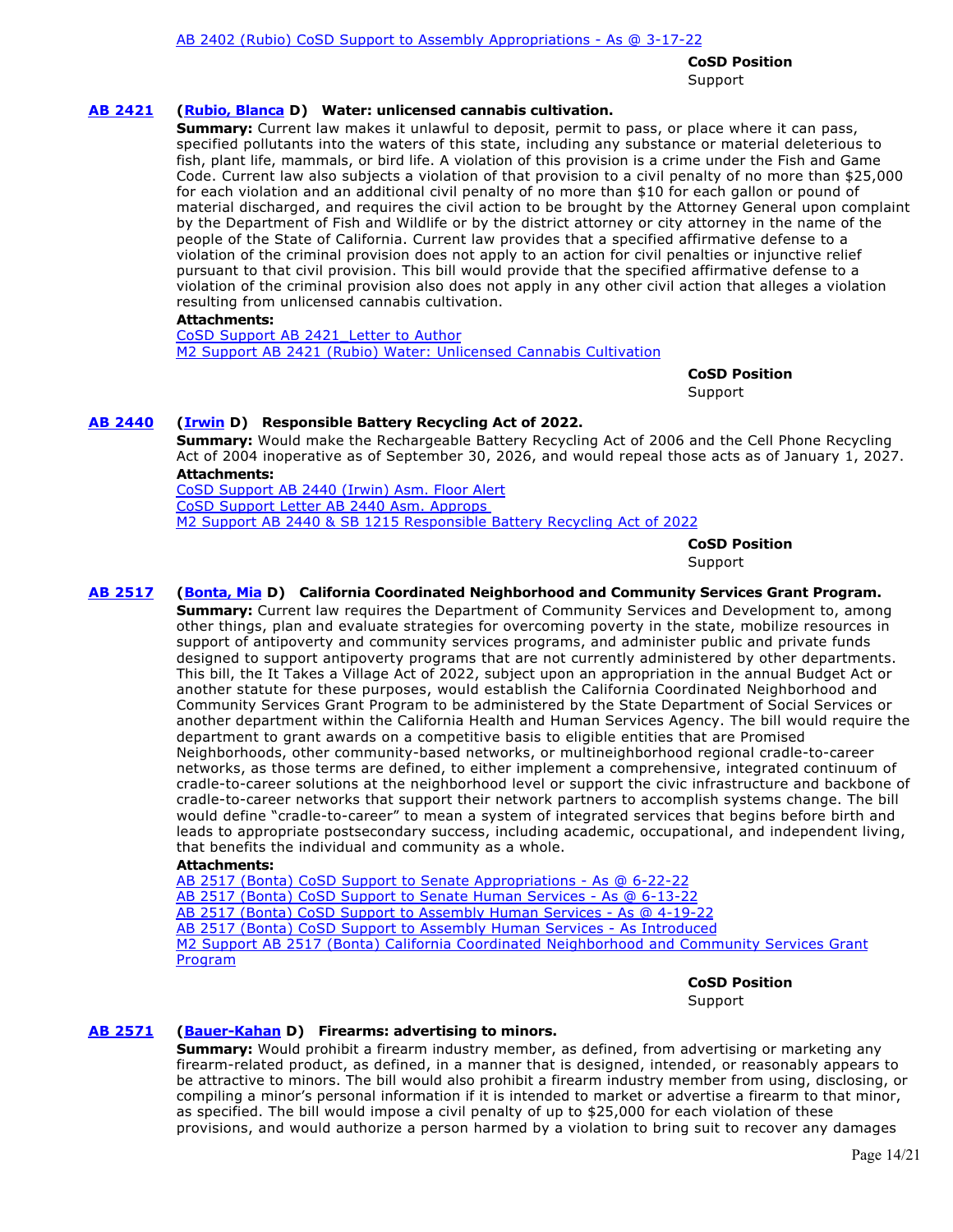AB 2402 (Rubio) CoSD Support to Assembly Appropriations - As @ 3-17-22

**CoSD Position**
Support

**AB 2421** **(Rubio, Blanca D) Water: unlicensed cannabis cultivation.**

**Summary:** Current law makes it unlawful to deposit, permit to pass, or place where it can pass, specified pollutants into the waters of this state, including any substance or material deleterious to fish, plant life, mammals, or bird life. A violation of this provision is a crime under the Fish and Game Code. Current law also subjects a violation of that provision to a civil penalty of no more than $25,000 for each violation and an additional civil penalty of no more than $10 for each gallon or pound of material discharged, and requires the civil action to be brought by the Attorney General upon complaint by the Department of Fish and Wildlife or by the district attorney or city attorney in the name of the people of the State of California. Current law provides that a specified affirmative defense to a violation of the criminal provision does not apply to an action for civil penalties or injunctive relief pursuant to that civil provision. This bill would provide that the specified affirmative defense to a violation of the criminal provision also does not apply in any other civil action that alleges a violation resulting from unlicensed cannabis cultivation.

**Attachments:**
CoSD Support AB 2421_Letter to Author
M2 Support AB 2421 (Rubio) Water: Unlicensed Cannabis Cultivation

**CoSD Position**
Support

**AB 2440** **(Irwin D) Responsible Battery Recycling Act of 2022.**

**Summary:** Would make the Rechargeable Battery Recycling Act of 2006 and the Cell Phone Recycling Act of 2004 inoperative as of September 30, 2026, and would repeal those acts as of January 1, 2027.

**Attachments:**
CoSD Support AB 2440 (Irwin) Asm. Floor Alert
CoSD Support Letter AB 2440 Asm. Approps
M2 Support AB 2440 & SB 1215 Responsible Battery Recycling Act of 2022

**CoSD Position**
Support

**AB 2517** **(Bonta, Mia D) California Coordinated Neighborhood and Community Services Grant Program.**

**Summary:** Current law requires the Department of Community Services and Development to, among other things, plan and evaluate strategies for overcoming poverty in the state, mobilize resources in support of antipoverty and community services programs, and administer public and private funds designed to support antipoverty programs that are not currently administered by other departments. This bill, the It Takes a Village Act of 2022, subject upon an appropriation in the annual Budget Act or another statute for these purposes, would establish the California Coordinated Neighborhood and Community Services Grant Program to be administered by the State Department of Social Services or another department within the California Health and Human Services Agency. The bill would require the department to grant awards on a competitive basis to eligible entities that are Promised Neighborhoods, other community-based networks, or multineighborhood regional cradle-to-career networks, as those terms are defined, to either implement a comprehensive, integrated continuum of cradle-to-career solutions at the neighborhood level or support the civic infrastructure and backbone of cradle-to-career networks that support their network partners to accomplish systems change. The bill would define "cradle-to-career" to mean a system of integrated services that begins before birth and leads to appropriate postsecondary success, including academic, occupational, and independent living, that benefits the individual and community as a whole.

**Attachments:**
AB 2517 (Bonta) CoSD Support to Senate Appropriations - As @ 6-22-22
AB 2517 (Bonta) CoSD Support to Senate Human Services - As @ 6-13-22
AB 2517 (Bonta) CoSD Support to Assembly Human Services - As @ 4-19-22
AB 2517 (Bonta) CoSD Support to Assembly Human Services - As Introduced
M2 Support AB 2517 (Bonta) California Coordinated Neighborhood and Community Services Grant Program

**CoSD Position**
Support

**AB 2571** **(Bauer-Kahan D) Firearms: advertising to minors.**

**Summary:** Would prohibit a firearm industry member, as defined, from advertising or marketing any firearm-related product, as defined, in a manner that is designed, intended, or reasonably appears to be attractive to minors. The bill would also prohibit a firearm industry member from using, disclosing, or compiling a minor's personal information if it is intended to market or advertise a firearm to that minor, as specified. The bill would impose a civil penalty of up to $25,000 for each violation of these provisions, and would authorize a person harmed by a violation to bring suit to recover any damages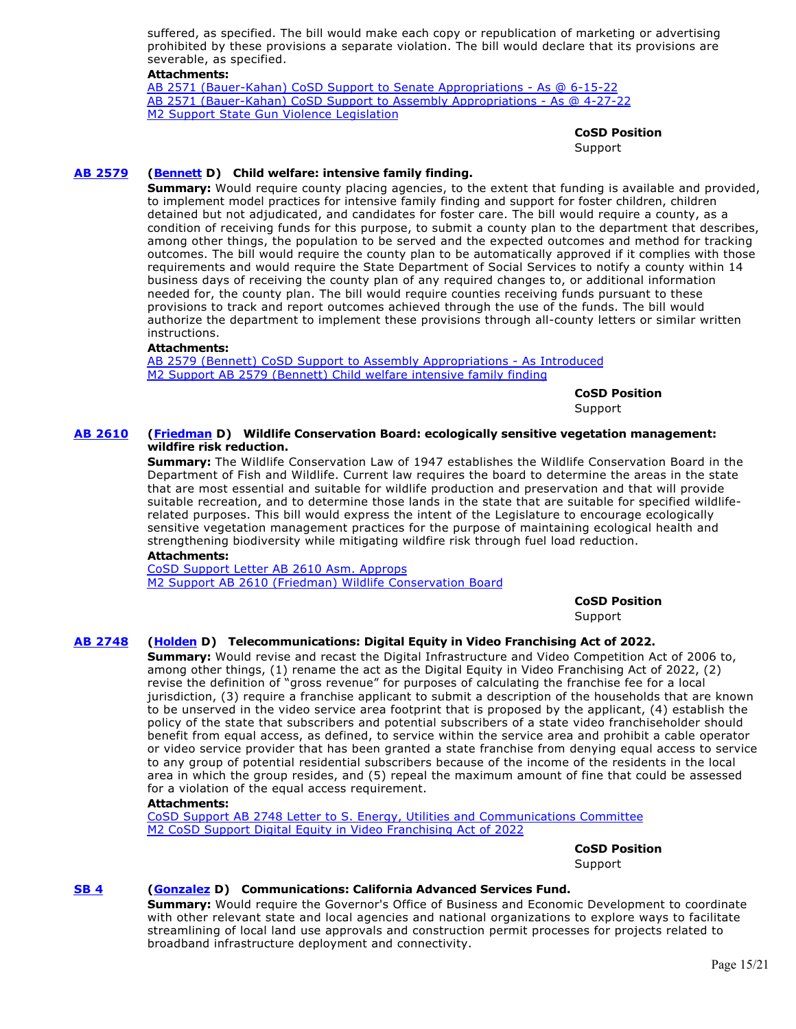suffered, as specified. The bill would make each copy or republication of marketing or advertising prohibited by these provisions a separate violation. The bill would declare that its provisions are severable, as specified.

**Attachments:**
AB 2571 (Bauer-Kahan) CoSD Support to Senate Appropriations - As @ 6-15-22
AB 2571 (Bauer-Kahan) CoSD Support to Assembly Appropriations - As @ 4-27-22
M2 Support State Gun Violence Legislation

**CoSD Position**
Support

**AB 2579** **(Bennett D) Child welfare: intensive family finding.**

**Summary:** Would require county placing agencies, to the extent that funding is available and provided, to implement model practices for intensive family finding and support for foster children, children detained but not adjudicated, and candidates for foster care. The bill would require a county, as a condition of receiving funds for this purpose, to submit a county plan to the department that describes, among other things, the population to be served and the expected outcomes and method for tracking outcomes. The bill would require the county plan to be automatically approved if it complies with those requirements and would require the State Department of Social Services to notify a county within 14 business days of receiving the county plan of any required changes to, or additional information needed for, the county plan. The bill would require counties receiving funds pursuant to these provisions to track and report outcomes achieved through the use of the funds. The bill would authorize the department to implement these provisions through all-county letters or similar written instructions.

**Attachments:**
AB 2579 (Bennett) CoSD Support to Assembly Appropriations - As Introduced
M2 Support AB 2579 (Bennett) Child welfare intensive family finding

**CoSD Position**
Support

**AB 2610** **(Friedman D) Wildlife Conservation Board: ecologically sensitive vegetation management: wildfire risk reduction.**

**Summary:** The Wildlife Conservation Law of 1947 establishes the Wildlife Conservation Board in the Department of Fish and Wildlife. Current law requires the board to determine the areas in the state that are most essential and suitable for wildlife production and preservation and that will provide suitable recreation, and to determine those lands in the state that are suitable for specified wildlife-related purposes. This bill would express the intent of the Legislature to encourage ecologically sensitive vegetation management practices for the purpose of maintaining ecological health and strengthening biodiversity while mitigating wildfire risk through fuel load reduction.

**Attachments:**
CoSD Support Letter AB 2610 Asm. Approps
M2 Support AB 2610 (Friedman) Wildlife Conservation Board

**CoSD Position**
Support

**AB 2748** **(Holden D) Telecommunications: Digital Equity in Video Franchising Act of 2022.**

**Summary:** Would revise and recast the Digital Infrastructure and Video Competition Act of 2006 to, among other things, (1) rename the act as the Digital Equity in Video Franchising Act of 2022, (2) revise the definition of "gross revenue" for purposes of calculating the franchise fee for a local jurisdiction, (3) require a franchise applicant to submit a description of the households that are known to be unserved in the video service area footprint that is proposed by the applicant, (4) establish the policy of the state that subscribers and potential subscribers of a state video franchiseholder should benefit from equal access, as defined, to service within the service area and prohibit a cable operator or video service provider that has been granted a state franchise from denying equal access to service to any group of potential residential subscribers because of the income of the residents in the local area in which the group resides, and (5) repeal the maximum amount of fine that could be assessed for a violation of the equal access requirement.

**Attachments:**
CoSD Support AB 2748 Letter to S. Energy, Utilities and Communications Committee
M2 CoSD Support Digital Equity in Video Franchising Act of 2022

**CoSD Position**
Support

**SB 4** **(Gonzalez D) Communications: California Advanced Services Fund.**

**Summary:** Would require the Governor's Office of Business and Economic Development to coordinate with other relevant state and local agencies and national organizations to explore ways to facilitate streamlining of local land use approvals and construction permit processes for projects related to broadband infrastructure deployment and connectivity.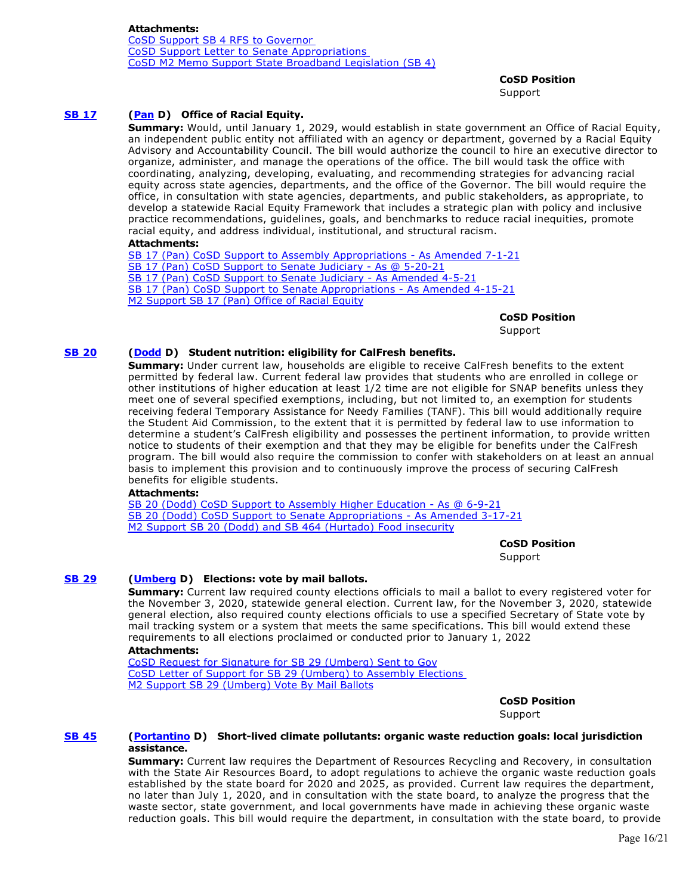**Attachments:**
CoSD Support SB 4 RFS to Governor
CoSD Support Letter to Senate Appropriations
CoSD M2 Memo Support State Broadband Legislation (SB 4)

**CoSD Position**
Support

**SB 17** **(Pan D) Office of Racial Equity.**

**Summary:** Would, until January 1, 2029, would establish in state government an Office of Racial Equity, an independent public entity not affiliated with an agency or department, governed by a Racial Equity Advisory and Accountability Council. The bill would authorize the council to hire an executive director to organize, administer, and manage the operations of the office. The bill would task the office with coordinating, analyzing, developing, evaluating, and recommending strategies for advancing racial equity across state agencies, departments, and the office of the Governor. The bill would require the office, in consultation with state agencies, departments, and public stakeholders, as appropriate, to develop a statewide Racial Equity Framework that includes a strategic plan with policy and inclusive practice recommendations, guidelines, goals, and benchmarks to reduce racial inequities, promote racial equity, and address individual, institutional, and structural racism.

**Attachments:**
SB 17 (Pan) CoSD Support to Assembly Appropriations - As Amended 7-1-21
SB 17 (Pan) CoSD Support to Senate Judiciary - As @ 5-20-21
SB 17 (Pan) CoSD Support to Senate Judiciary - As Amended 4-5-21
SB 17 (Pan) CoSD Support to Senate Appropriations - As Amended 4-15-21
M2 Support SB 17 (Pan) Office of Racial Equity

**CoSD Position**
Support

**SB 20** **(Dodd D) Student nutrition: eligibility for CalFresh benefits.**

**Summary:** Under current law, households are eligible to receive CalFresh benefits to the extent permitted by federal law. Current federal law provides that students who are enrolled in college or other institutions of higher education at least 1/2 time are not eligible for SNAP benefits unless they meet one of several specified exemptions, including, but not limited to, an exemption for students receiving federal Temporary Assistance for Needy Families (TANF). This bill would additionally require the Student Aid Commission, to the extent that it is permitted by federal law to use information to determine a student's CalFresh eligibility and possesses the pertinent information, to provide written notice to students of their exemption and that they may be eligible for benefits under the CalFresh program. The bill would also require the commission to confer with stakeholders on at least an annual basis to implement this provision and to continuously improve the process of securing CalFresh benefits for eligible students.

**Attachments:**
SB 20 (Dodd) CoSD Support to Assembly Higher Education - As @ 6-9-21
SB 20 (Dodd) CoSD Support to Senate Appropriations - As Amended 3-17-21
M2 Support SB 20 (Dodd) and SB 464 (Hurtado) Food insecurity

**CoSD Position**
Support

**SB 29** **(Umberg D) Elections: vote by mail ballots.**

**Summary:** Current law required county elections officials to mail a ballot to every registered voter for the November 3, 2020, statewide general election. Current law, for the November 3, 2020, statewide general election, also required county elections officials to use a specified Secretary of State vote by mail tracking system or a system that meets the same specifications. This bill would extend these requirements to all elections proclaimed or conducted prior to January 1, 2022

**Attachments:**
CoSD Request for Signature for SB 29 (Umberg) Sent to Gov
CoSD Letter of Support for SB 29 (Umberg) to Assembly Elections
M2 Support SB 29 (Umberg) Vote By Mail Ballots

**CoSD Position**
Support

**SB 45** **(Portantino D) Short-lived climate pollutants: organic waste reduction goals: local jurisdiction assistance.**

**Summary:** Current law requires the Department of Resources Recycling and Recovery, in consultation with the State Air Resources Board, to adopt regulations to achieve the organic waste reduction goals established by the state board for 2020 and 2025, as provided. Current law requires the department, no later than July 1, 2020, and in consultation with the state board, to analyze the progress that the waste sector, state government, and local governments have made in achieving these organic waste reduction goals. This bill would require the department, in consultation with the state board, to provide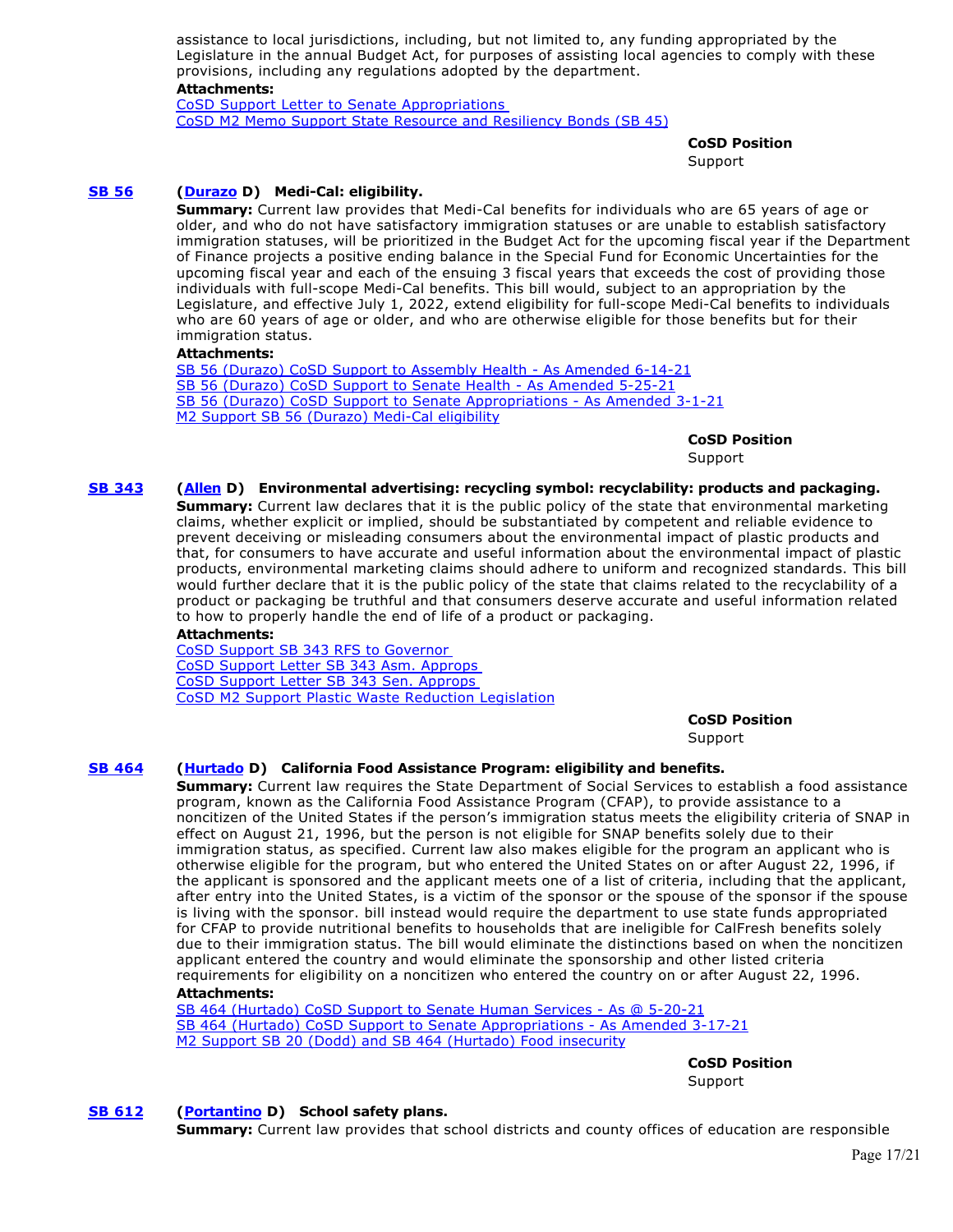assistance to local jurisdictions, including, but not limited to, any funding appropriated by the Legislature in the annual Budget Act, for purposes of assisting local agencies to comply with these provisions, including any regulations adopted by the department.

**Attachments:**
[CoSD Support Letter to Senate Appropriations](#)
[CoSD M2 Memo Support State Resource and Resiliency Bonds (SB 45)](#)

**CoSD Position**
Support

**[SB 56](#)** **([Durazo](#) D) Medi-Cal: eligibility.**

**Summary:** Current law provides that Medi-Cal benefits for individuals who are 65 years of age or older, and who do not have satisfactory immigration statuses or are unable to establish satisfactory immigration statuses, will be prioritized in the Budget Act for the upcoming fiscal year if the Department of Finance projects a positive ending balance in the Special Fund for Economic Uncertainties for the upcoming fiscal year and each of the ensuing 3 fiscal years that exceeds the cost of providing those individuals with full-scope Medi-Cal benefits. This bill would, subject to an appropriation by the Legislature, and effective July 1, 2022, extend eligibility for full-scope Medi-Cal benefits to individuals who are 60 years of age or older, and who are otherwise eligible for those benefits but for their immigration status.

**Attachments:**
[SB 56 (Durazo) CoSD Support to Assembly Health - As Amended 6-14-21](#)
[SB 56 (Durazo) CoSD Support to Senate Health - As Amended 5-25-21](#)
[SB 56 (Durazo) CoSD Support to Senate Appropriations - As Amended 3-1-21](#)
[M2 Support SB 56 (Durazo) Medi-Cal eligibility](#)

**CoSD Position**
Support

**[SB 343](#)** **([Allen](#) D) Environmental advertising: recycling symbol: recyclability: products and packaging.**

**Summary:** Current law declares that it is the public policy of the state that environmental marketing claims, whether explicit or implied, should be substantiated by competent and reliable evidence to prevent deceiving or misleading consumers about the environmental impact of plastic products and that, for consumers to have accurate and useful information about the environmental impact of plastic products, environmental marketing claims should adhere to uniform and recognized standards. This bill would further declare that it is the public policy of the state that claims related to the recyclability of a product or packaging be truthful and that consumers deserve accurate and useful information related to how to properly handle the end of life of a product or packaging.

**Attachments:**
[CoSD Support SB 343 RFS to Governor](#)
[CoSD Support Letter SB 343 Asm. Approps](#)
[CoSD Support Letter SB 343 Sen. Approps](#)
[CoSD M2 Support Plastic Waste Reduction Legislation](#)

**CoSD Position**
Support

**[SB 464](#)** **([Hurtado](#) D) California Food Assistance Program: eligibility and benefits.**

**Summary:** Current law requires the State Department of Social Services to establish a food assistance program, known as the California Food Assistance Program (CFAP), to provide assistance to a noncitizen of the United States if the person's immigration status meets the eligibility criteria of SNAP in effect on August 21, 1996, but the person is not eligible for SNAP benefits solely due to their immigration status, as specified. Current law also makes eligible for the program an applicant who is otherwise eligible for the program, but who entered the United States on or after August 22, 1996, if the applicant is sponsored and the applicant meets one of a list of criteria, including that the applicant, after entry into the United States, is a victim of the sponsor or the spouse of the sponsor if the spouse is living with the sponsor. bill instead would require the department to use state funds appropriated for CFAP to provide nutritional benefits to households that are ineligible for CalFresh benefits solely due to their immigration status. The bill would eliminate the distinctions based on when the noncitizen applicant entered the country and would eliminate the sponsorship and other listed criteria requirements for eligibility on a noncitizen who entered the country on or after August 22, 1996.

**Attachments:**
[SB 464 (Hurtado) CoSD Support to Senate Human Services - As @ 5-20-21](#)
[SB 464 (Hurtado) CoSD Support to Senate Appropriations - As Amended 3-17-21](#)
[M2 Support SB 20 (Dodd) and SB 464 (Hurtado) Food insecurity](#)

**CoSD Position**
Support

**[SB 612](#)** **([Portantino](#) D) School safety plans.**

**Summary:** Current law provides that school districts and county offices of education are responsible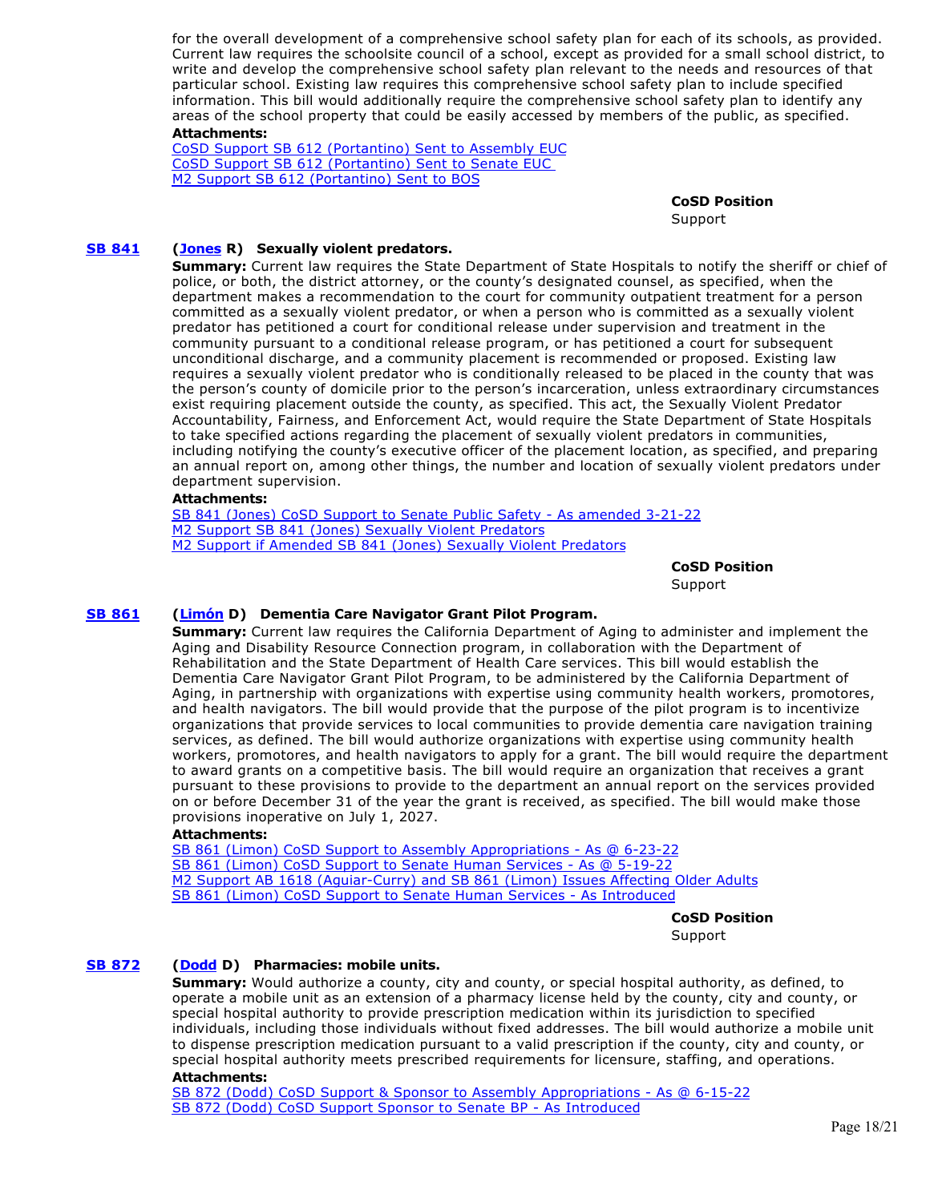for the overall development of a comprehensive school safety plan for each of its schools, as provided. Current law requires the schoolsite council of a school, except as provided for a small school district, to write and develop the comprehensive school safety plan relevant to the needs and resources of that particular school. Existing law requires this comprehensive school safety plan to include specified information. This bill would additionally require the comprehensive school safety plan to identify any areas of the school property that could be easily accessed by members of the public, as specified.

**Attachments:**
CoSD Support SB 612 (Portantino) Sent to Assembly EUC
CoSD Support SB 612 (Portantino) Sent to Senate EUC
M2 Support SB 612 (Portantino) Sent to BOS

**CoSD Position**
Support

**SB 841** **(Jones R) Sexually violent predators.**

**Summary:** Current law requires the State Department of State Hospitals to notify the sheriff or chief of police, or both, the district attorney, or the county's designated counsel, as specified, when the department makes a recommendation to the court for community outpatient treatment for a person committed as a sexually violent predator, or when a person who is committed as a sexually violent predator has petitioned a court for conditional release under supervision and treatment in the community pursuant to a conditional release program, or has petitioned a court for subsequent unconditional discharge, and a community placement is recommended or proposed. Existing law requires a sexually violent predator who is conditionally released to be placed in the county that was the person's county of domicile prior to the person's incarceration, unless extraordinary circumstances exist requiring placement outside the county, as specified. This act, the Sexually Violent Predator Accountability, Fairness, and Enforcement Act, would require the State Department of State Hospitals to take specified actions regarding the placement of sexually violent predators in communities, including notifying the county's executive officer of the placement location, as specified, and preparing an annual report on, among other things, the number and location of sexually violent predators under department supervision.

**Attachments:**
SB 841 (Jones) CoSD Support to Senate Public Safety - As amended 3-21-22
M2 Support SB 841 (Jones) Sexually Violent Predators
M2 Support if Amended SB 841 (Jones) Sexually Violent Predators

**CoSD Position**
Support

**SB 861** **(Limón D) Dementia Care Navigator Grant Pilot Program.**

**Summary:** Current law requires the California Department of Aging to administer and implement the Aging and Disability Resource Connection program, in collaboration with the Department of Rehabilitation and the State Department of Health Care services. This bill would establish the Dementia Care Navigator Grant Pilot Program, to be administered by the California Department of Aging, in partnership with organizations with expertise using community health workers, promotores, and health navigators. The bill would provide that the purpose of the pilot program is to incentivize organizations that provide services to local communities to provide dementia care navigation training services, as defined. The bill would authorize organizations with expertise using community health workers, promotores, and health navigators to apply for a grant. The bill would require the department to award grants on a competitive basis. The bill would require an organization that receives a grant pursuant to these provisions to provide to the department an annual report on the services provided on or before December 31 of the year the grant is received, as specified. The bill would make those provisions inoperative on July 1, 2027.

**Attachments:**
SB 861 (Limon) CoSD Support to Assembly Appropriations - As @ 6-23-22
SB 861 (Limon) CoSD Support to Senate Human Services - As @ 5-19-22
M2 Support AB 1618 (Aguiar-Curry) and SB 861 (Limon) Issues Affecting Older Adults
SB 861 (Limon) CoSD Support to Senate Human Services - As Introduced

**CoSD Position**
Support

**SB 872** **(Dodd D) Pharmacies: mobile units.**

**Summary:** Would authorize a county, city and county, or special hospital authority, as defined, to operate a mobile unit as an extension of a pharmacy license held by the county, city and county, or special hospital authority to provide prescription medication within its jurisdiction to specified individuals, including those individuals without fixed addresses. The bill would authorize a mobile unit to dispense prescription medication pursuant to a valid prescription if the county, city and county, or special hospital authority meets prescribed requirements for licensure, staffing, and operations.

**Attachments:**
SB 872 (Dodd) CoSD Support & Sponsor to Assembly Appropriations - As @ 6-15-22
SB 872 (Dodd) CoSD Support Sponsor to Senate BP - As Introduced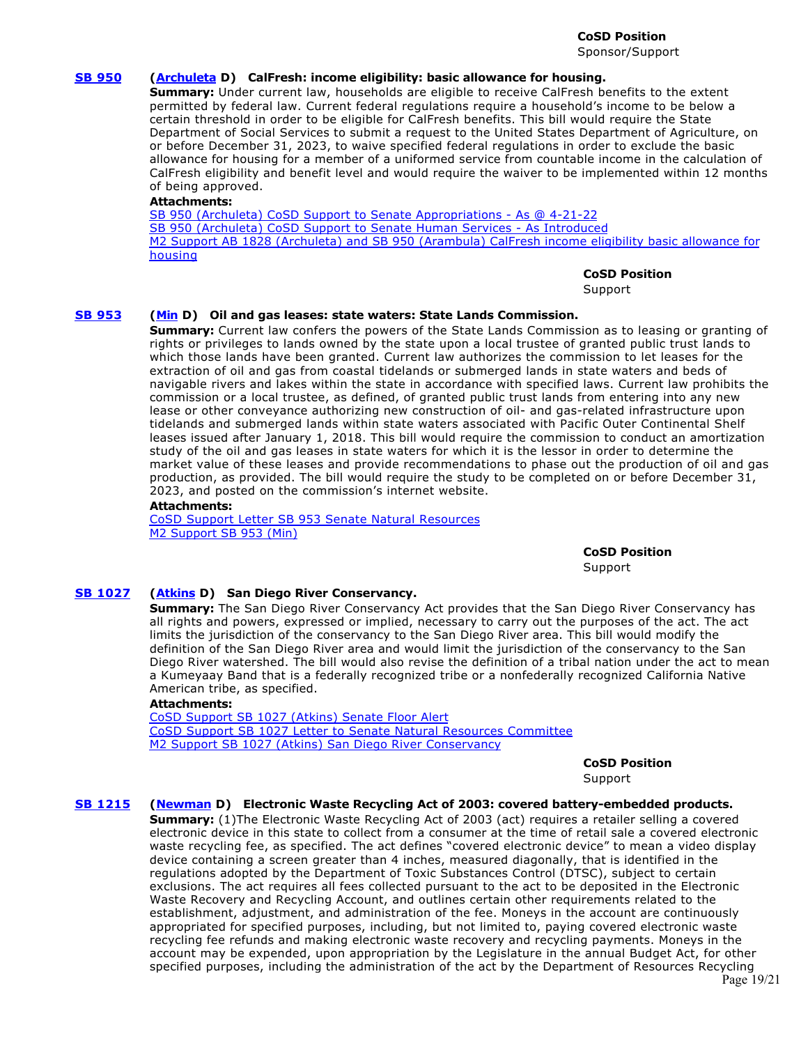**CoSD Position**
Sponsor/Support

**SB 950** **(Archuleta D) CalFresh: income eligibility: basic allowance for housing.**

**Summary:** Under current law, households are eligible to receive CalFresh benefits to the extent permitted by federal law. Current federal regulations require a household's income to be below a certain threshold in order to be eligible for CalFresh benefits. This bill would require the State Department of Social Services to submit a request to the United States Department of Agriculture, on or before December 31, 2023, to waive specified federal regulations in order to exclude the basic allowance for housing for a member of a uniformed service from countable income in the calculation of CalFresh eligibility and benefit level and would require the waiver to be implemented within 12 months of being approved.

**Attachments:**
SB 950 (Archuleta) CoSD Support to Senate Appropriations - As @ 4-21-22
SB 950 (Archuleta) CoSD Support to Senate Human Services - As Introduced
M2 Support AB 1828 (Archuleta) and SB 950 (Arambula) CalFresh income eligibility basic allowance for housing

**CoSD Position**
Support

**SB 953** **(Min D) Oil and gas leases: state waters: State Lands Commission.**

**Summary:** Current law confers the powers of the State Lands Commission as to leasing or granting of rights or privileges to lands owned by the state upon a local trustee of granted public trust lands to which those lands have been granted. Current law authorizes the commission to let leases for the extraction of oil and gas from coastal tidelands or submerged lands in state waters and beds of navigable rivers and lakes within the state in accordance with specified laws. Current law prohibits the commission or a local trustee, as defined, of granted public trust lands from entering into any new lease or other conveyance authorizing new construction of oil- and gas-related infrastructure upon tidelands and submerged lands within state waters associated with Pacific Outer Continental Shelf leases issued after January 1, 2018. This bill would require the commission to conduct an amortization study of the oil and gas leases in state waters for which it is the lessor in order to determine the market value of these leases and provide recommendations to phase out the production of oil and gas production, as provided. The bill would require the study to be completed on or before December 31, 2023, and posted on the commission's internet website.

**Attachments:**
CoSD Support Letter SB 953 Senate Natural Resources
M2 Support SB 953 (Min)

**CoSD Position**
Support

**SB 1027** **(Atkins D) San Diego River Conservancy.**

**Summary:** The San Diego River Conservancy Act provides that the San Diego River Conservancy has all rights and powers, expressed or implied, necessary to carry out the purposes of the act. The act limits the jurisdiction of the conservancy to the San Diego River area. This bill would modify the definition of the San Diego River area and would limit the jurisdiction of the conservancy to the San Diego River watershed. The bill would also revise the definition of a tribal nation under the act to mean a Kumeyaay Band that is a federally recognized tribe or a nonfederally recognized California Native American tribe, as specified.

**Attachments:**
CoSD Support SB 1027 (Atkins) Senate Floor Alert
CoSD Support SB 1027 Letter to Senate Natural Resources Committee
M2 Support SB 1027 (Atkins) San Diego River Conservancy

**CoSD Position**
Support

**SB 1215** **(Newman D) Electronic Waste Recycling Act of 2003: covered battery-embedded products.**

**Summary:** (1)The Electronic Waste Recycling Act of 2003 (act) requires a retailer selling a covered electronic device in this state to collect from a consumer at the time of retail sale a covered electronic waste recycling fee, as specified. The act defines "covered electronic device" to mean a video display device containing a screen greater than 4 inches, measured diagonally, that is identified in the regulations adopted by the Department of Toxic Substances Control (DTSC), subject to certain exclusions. The act requires all fees collected pursuant to the act to be deposited in the Electronic Waste Recovery and Recycling Account, and outlines certain other requirements related to the establishment, adjustment, and administration of the fee. Moneys in the account are continuously appropriated for specified purposes, including, but not limited to, paying covered electronic waste recycling fee refunds and making electronic waste recovery and recycling payments. Moneys in the account may be expended, upon appropriation by the Legislature in the annual Budget Act, for other specified purposes, including the administration of the act by the Department of Resources Recycling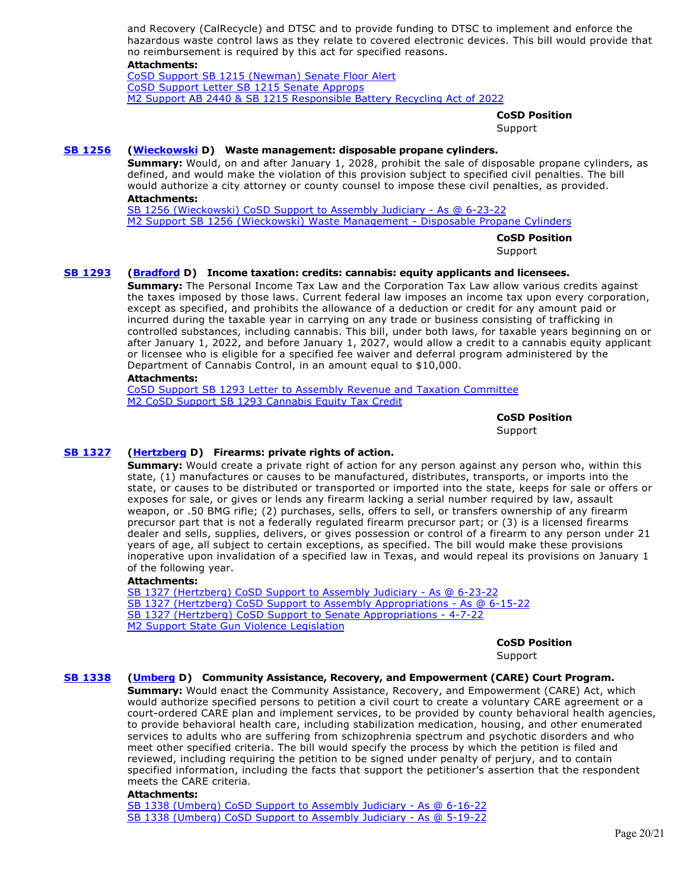and Recovery (CalRecycle) and DTSC and to provide funding to DTSC to implement and enforce the hazardous waste control laws as they relate to covered electronic devices. This bill would provide that no reimbursement is required by this act for specified reasons.

**Attachments:**

[CoSD Support SB 1215 (Newman) Senate Floor Alert]
[CoSD Support Letter SB 1215 Senate Approps]
[M2 Support AB 2440 & SB 1215 Responsible Battery Recycling Act of 2022]

**CoSD Position**
Support

**SB 1256** **(Wieckowski D) Waste management: disposable propane cylinders.**

**Summary:** Would, on and after January 1, 2028, prohibit the sale of disposable propane cylinders, as defined, and would make the violation of this provision subject to specified civil penalties. The bill would authorize a city attorney or county counsel to impose these civil penalties, as provided.

**Attachments:**

[SB 1256 (Wieckowski) CoSD Support to Assembly Judiciary - As @ 6-23-22]
[M2 Support SB 1256 (Wieckowski) Waste Management - Disposable Propane Cylinders]

**CoSD Position**
Support

**SB 1293** **(Bradford D) Income taxation: credits: cannabis: equity applicants and licensees.**

**Summary:** The Personal Income Tax Law and the Corporation Tax Law allow various credits against the taxes imposed by those laws. Current federal law imposes an income tax upon every corporation, except as specified, and prohibits the allowance of a deduction or credit for any amount paid or incurred during the taxable year in carrying on any trade or business consisting of trafficking in controlled substances, including cannabis. This bill, under both laws, for taxable years beginning on or after January 1, 2022, and before January 1, 2027, would allow a credit to a cannabis equity applicant or licensee who is eligible for a specified fee waiver and deferral program administered by the Department of Cannabis Control, in an amount equal to $10,000.

**Attachments:**

[CoSD Support SB 1293 Letter to Assembly Revenue and Taxation Committee]
[M2 CoSD Support SB 1293 Cannabis Equity Tax Credit]

**CoSD Position**
Support

**SB 1327** **(Hertzberg D) Firearms: private rights of action.**

**Summary:** Would create a private right of action for any person against any person who, within this state, (1) manufactures or causes to be manufactured, distributes, transports, or imports into the state, or causes to be distributed or transported or imported into the state, keeps for sale or offers or exposes for sale, or gives or lends any firearm lacking a serial number required by law, assault weapon, or .50 BMG rifle; (2) purchases, sells, offers to sell, or transfers ownership of any firearm precursor part that is not a federally regulated firearm precursor part; or (3) is a licensed firearms dealer and sells, supplies, delivers, or gives possession or control of a firearm to any person under 21 years of age, all subject to certain exceptions, as specified. The bill would make these provisions inoperative upon invalidation of a specified law in Texas, and would repeal its provisions on January 1 of the following year.

**Attachments:**

[SB 1327 (Hertzberg) CoSD Support to Assembly Judiciary - As @ 6-23-22]
[SB 1327 (Hertzberg) CoSD Support to Assembly Appropriations - As @ 6-15-22]
[SB 1327 (Hertzberg) CoSD Support to Senate Appropriations - 4-7-22]
[M2 Support State Gun Violence Legislation]

**CoSD Position**
Support

**SB 1338** **(Umberg D) Community Assistance, Recovery, and Empowerment (CARE) Court Program.**

**Summary:** Would enact the Community Assistance, Recovery, and Empowerment (CARE) Act, which would authorize specified persons to petition a civil court to create a voluntary CARE agreement or a court-ordered CARE plan and implement services, to be provided by county behavioral health agencies, to provide behavioral health care, including stabilization medication, housing, and other enumerated services to adults who are suffering from schizophrenia spectrum and psychotic disorders and who meet other specified criteria. The bill would specify the process by which the petition is filed and reviewed, including requiring the petition to be signed under penalty of perjury, and to contain specified information, including the facts that support the petitioner's assertion that the respondent meets the CARE criteria.

**Attachments:**

[SB 1338 (Umberg) CoSD Support to Assembly Judiciary - As @ 6-16-22]
[SB 1338 (Umberg) CoSD Support to Assembly Judiciary - As @ 5-19-22]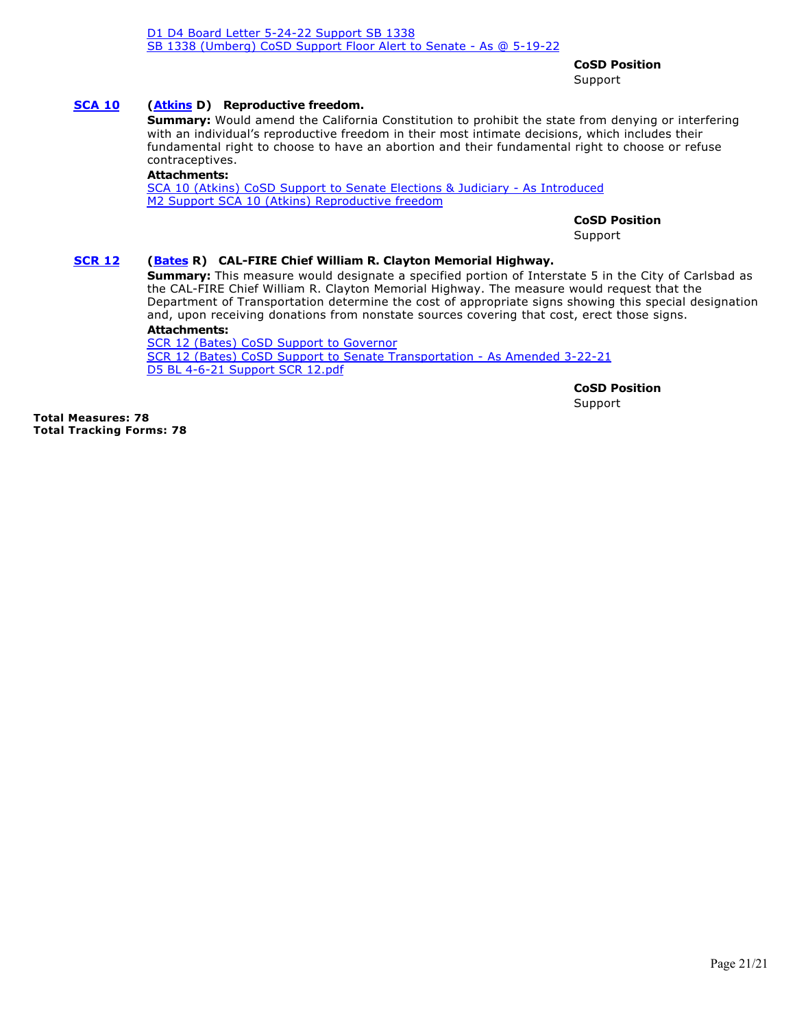D1 D4 Board Letter 5-24-22 Support SB 1338
SB 1338 (Umberg) CoSD Support Floor Alert to Senate - As @ 5-19-22

**CoSD Position**
Support

**SCA 10** **(Atkins D) Reproductive freedom.**

**Summary:** Would amend the California Constitution to prohibit the state from denying or interfering with an individual's reproductive freedom in their most intimate decisions, which includes their fundamental right to choose to have an abortion and their fundamental right to choose or refuse contraceptives.

**Attachments:**
SCA 10 (Atkins) CoSD Support to Senate Elections & Judiciary - As Introduced
M2 Support SCA 10 (Atkins) Reproductive freedom

**CoSD Position**
Support

**SCR 12** **(Bates R) CAL-FIRE Chief William R. Clayton Memorial Highway.**

**Summary:** This measure would designate a specified portion of Interstate 5 in the City of Carlsbad as the CAL-FIRE Chief William R. Clayton Memorial Highway. The measure would request that the Department of Transportation determine the cost of appropriate signs showing this special designation and, upon receiving donations from nonstate sources covering that cost, erect those signs.

**Attachments:**
SCR 12 (Bates) CoSD Support to Governor
SCR 12 (Bates) CoSD Support to Senate Transportation - As Amended 3-22-21
D5 BL 4-6-21 Support SCR 12.pdf

**CoSD Position**
Support

**Total Measures: 78**
**Total Tracking Forms: 78**